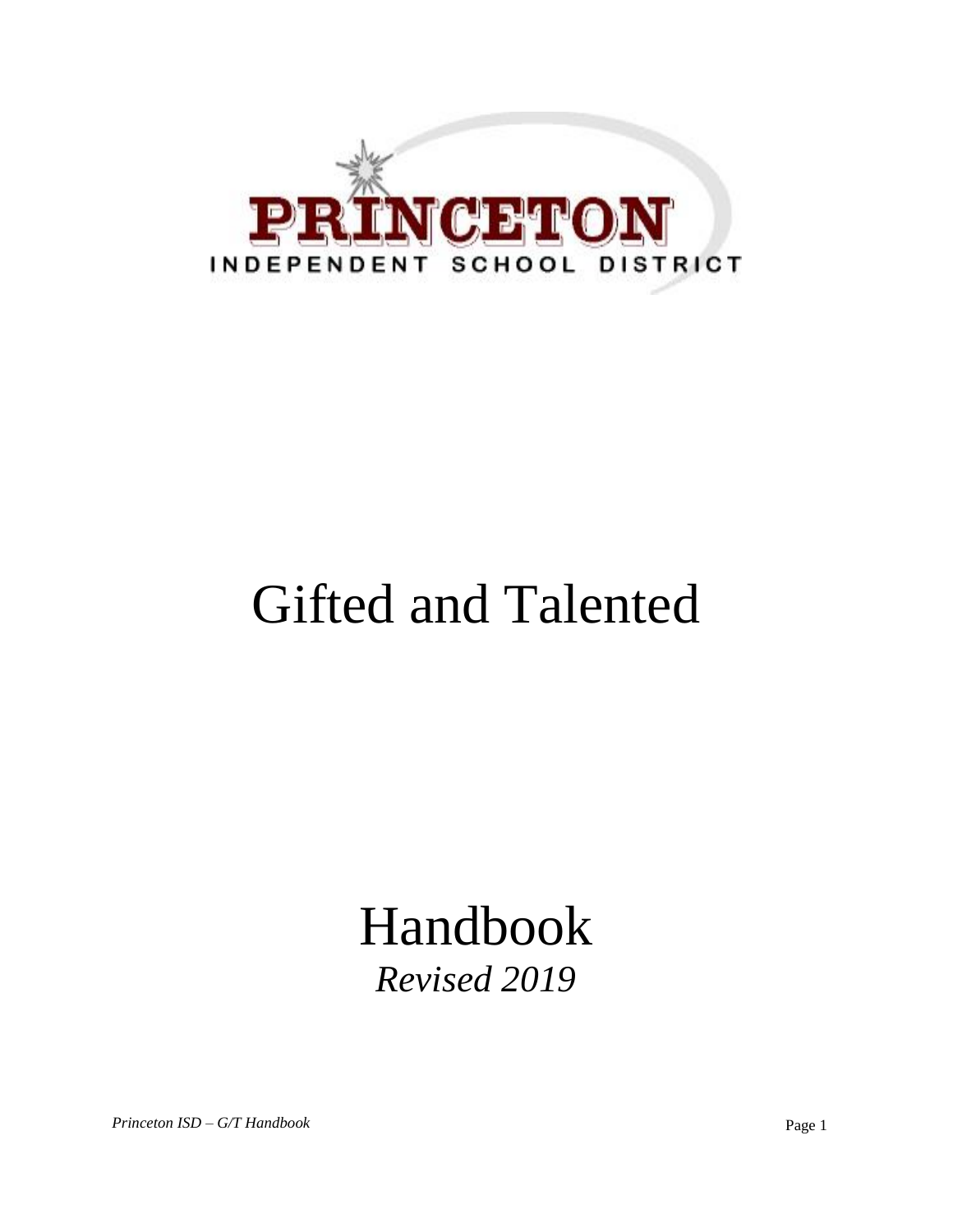PRINCETON

INDEPENDENT SCHOOL DISTRICT

# Gifted and Talented

# Handbook

*Revised 2019*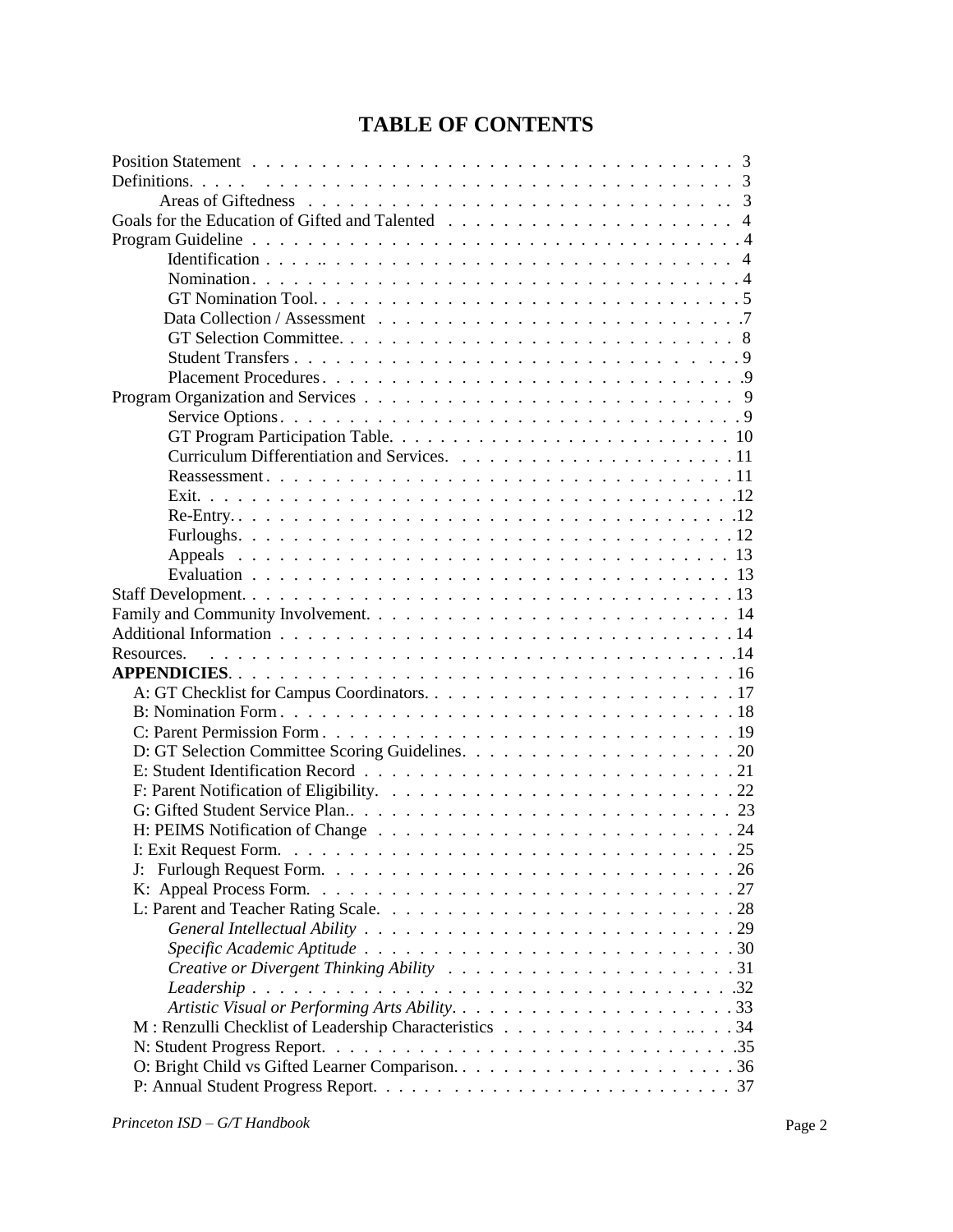# TABLE OF CONTENTS

Position Statement . . . . . . . . . . . . . . . . . . . . . . . . . . . . . . . . . . 3
Definitions. . . . . . . . . . . . . . . . . . . . . . . . . . . . . . . . . . . . . . . . 3
  Areas of Giftedness . . . . . . . . . . . . . . . . . . . . . . . . . . . . . . 3
Goals for the Education of Gifted and Talented . . . . . . . . . . . . . . . . . . . . 4
Program Guideline . . . . . . . . . . . . . . . . . . . . . . . . . . . . . . . . . 4
  Identification . . . . . . . . . . . . . . . . . . . . . . . . . . . . . . . 4
  Nomination . . . . . . . . . . . . . . . . . . . . . . . . . . . . . . . . . 4
  GT Nomination Tool. . . . . . . . . . . . . . . . . . . . . . . . . . . . . 5
  Data Collection / Assessment . . . . . . . . . . . . . . . . . . . . . . . . 7
  GT Selection Committee. . . . . . . . . . . . . . . . . . . . . . . . . . . 8
  Student Transfers . . . . . . . . . . . . . . . . . . . . . . . . . . . . . 9
  Placement Procedures . . . . . . . . . . . . . . . . . . . . . . . . . . . . 9
Program Organization and Services . . . . . . . . . . . . . . . . . . . . . . . . . 9
  Service Options . . . . . . . . . . . . . . . . . . . . . . . . . . . . . . . 9
  GT Program Participation Table. . . . . . . . . . . . . . . . . . . . . . . . 10
  Curriculum Differentiation and Services. . . . . . . . . . . . . . . . . . . . 11
  Reassessment . . . . . . . . . . . . . . . . . . . . . . . . . . . . . . . . 11
  Exit. . . . . . . . . . . . . . . . . . . . . . . . . . . . . . . . . . . . 12
  Re-Entry. . . . . . . . . . . . . . . . . . . . . . . . . . . . . . . . . . 12
  Furloughs. . . . . . . . . . . . . . . . . . . . . . . . . . . . . . . . . . 12
  Appeals . . . . . . . . . . . . . . . . . . . . . . . . . . . . . . . . . . 13
  Evaluation . . . . . . . . . . . . . . . . . . . . . . . . . . . . . . . . . 13
Staff Development. . . . . . . . . . . . . . . . . . . . . . . . . . . . . . . . . 13
Family and Community Involvement. . . . . . . . . . . . . . . . . . . . . . . . . . 14
Additional Information . . . . . . . . . . . . . . . . . . . . . . . . . . . . . . 14
Resources. . . . . . . . . . . . . . . . . . . . . . . . . . . . . . . . . . . . . 14
**APPENDICIES**. . . . . . . . . . . . . . . . . . . . . . . . . . . . . . . . . . 16
  A: GT Checklist for Campus Coordinators. . . . . . . . . . . . . . . . . . . . 17
  B: Nomination Form . . . . . . . . . . . . . . . . . . . . . . . . . . . . . . 18
  C: Parent Permission Form . . . . . . . . . . . . . . . . . . . . . . . . . . 19
  D: GT Selection Committee Scoring Guidelines. . . . . . . . . . . . . . . . . . 20
  E: Student Identification Record . . . . . . . . . . . . . . . . . . . . . . . 21
  F: Parent Notification of Eligibility. . . . . . . . . . . . . . . . . . . . . 22
  G: Gifted Student Service Plan.. . . . . . . . . . . . . . . . . . . . . . . . 23
  H: PEIMS Notification of Change . . . . . . . . . . . . . . . . . . . . . . . 24
  I: Exit Request Form. . . . . . . . . . . . . . . . . . . . . . . . . . . . . 25
  J: Furlough Request Form. . . . . . . . . . . . . . . . . . . . . . . . . . . 26
  K: Appeal Process Form. . . . . . . . . . . . . . . . . . . . . . . . . . . . 27
  L: Parent and Teacher Rating Scale. . . . . . . . . . . . . . . . . . . . . . 28
    *General Intellectual Ability* . . . . . . . . . . . . . . . . . . . . . . 29
    *Specific Academic Aptitude* . . . . . . . . . . . . . . . . . . . . . . . 30
    *Creative or Divergent Thinking Ability* . . . . . . . . . . . . . . . . . 31
    *Leadership* . . . . . . . . . . . . . . . . . . . . . . . . . . . . . . . 32
    *Artistic Visual or Performing Arts Ability*. . . . . . . . . . . . . . . . 33
  M : Renzulli Checklist of Leadership Characteristics . . . . . . . . . . . . . 34
  N: Student Progress Report. . . . . . . . . . . . . . . . . . . . . . . . . . 35
  O: Bright Child vs Gifted Learner Comparison. . . . . . . . . . . . . . . . . 36
  P: Annual Student Progress Report. . . . . . . . . . . . . . . . . . . . . . . 37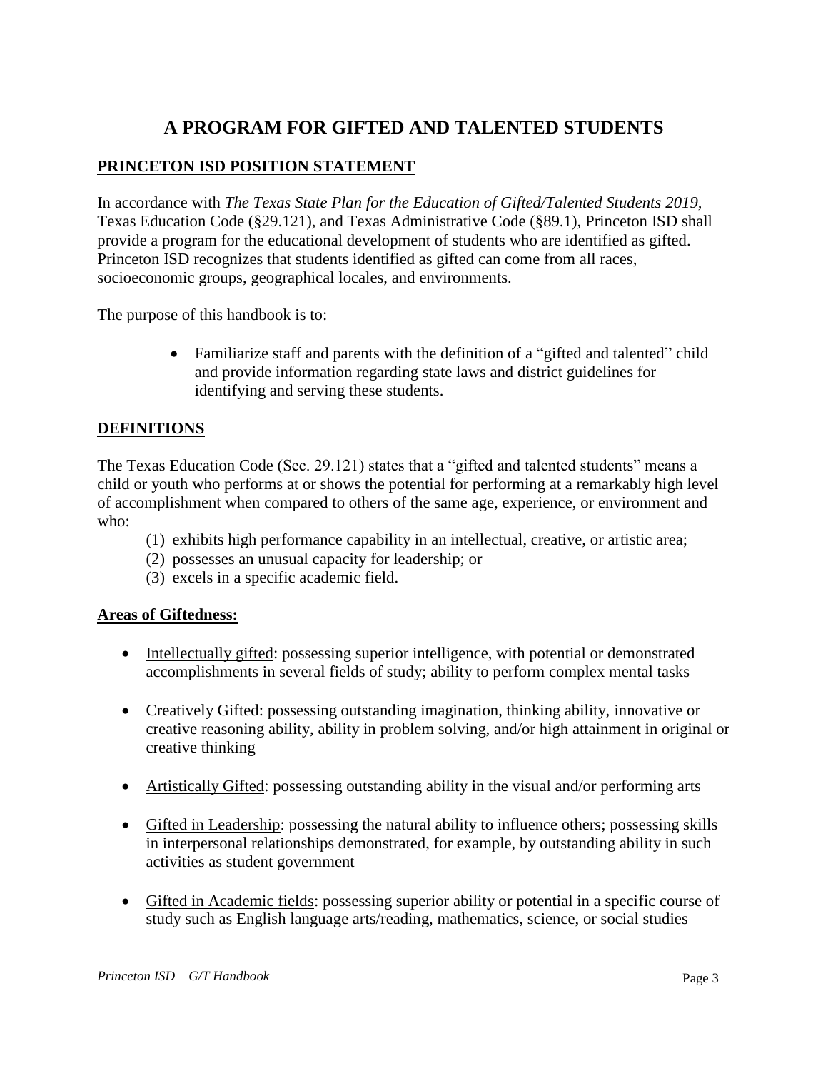# A PROGRAM FOR GIFTED AND TALENTED STUDENTS

## PRINCETON ISD POSITION STATEMENT

In accordance with *The Texas State Plan for the Education of Gifted/Talented Students 2019,* Texas Education Code (§29.121), and Texas Administrative Code (§89.1), Princeton ISD shall provide a program for the educational development of students who are identified as gifted. Princeton ISD recognizes that students identified as gifted can come from all races, socioeconomic groups, geographical locales, and environments.

The purpose of this handbook is to:

- Familiarize staff and parents with the definition of a "gifted and talented" child and provide information regarding state laws and district guidelines for identifying and serving these students.

## DEFINITIONS

The Texas Education Code (Sec. 29.121) states that a "gifted and talented students" means a child or youth who performs at or shows the potential for performing at a remarkably high level of accomplishment when compared to others of the same age, experience, or environment and who:

(1) exhibits high performance capability in an intellectual, creative, or artistic area;
(2) possesses an unusual capacity for leadership; or
(3) excels in a specific academic field.

**Areas of Giftedness:**

- Intellectually gifted: possessing superior intelligence, with potential or demonstrated accomplishments in several fields of study; ability to perform complex mental tasks
- Creatively Gifted: possessing outstanding imagination, thinking ability, innovative or creative reasoning ability, ability in problem solving, and/or high attainment in original or creative thinking
- Artistically Gifted: possessing outstanding ability in the visual and/or performing arts
- Gifted in Leadership: possessing the natural ability to influence others; possessing skills in interpersonal relationships demonstrated, for example, by outstanding ability in such activities as student government
- Gifted in Academic fields: possessing superior ability or potential in a specific course of study such as English language arts/reading, mathematics, science, or social studies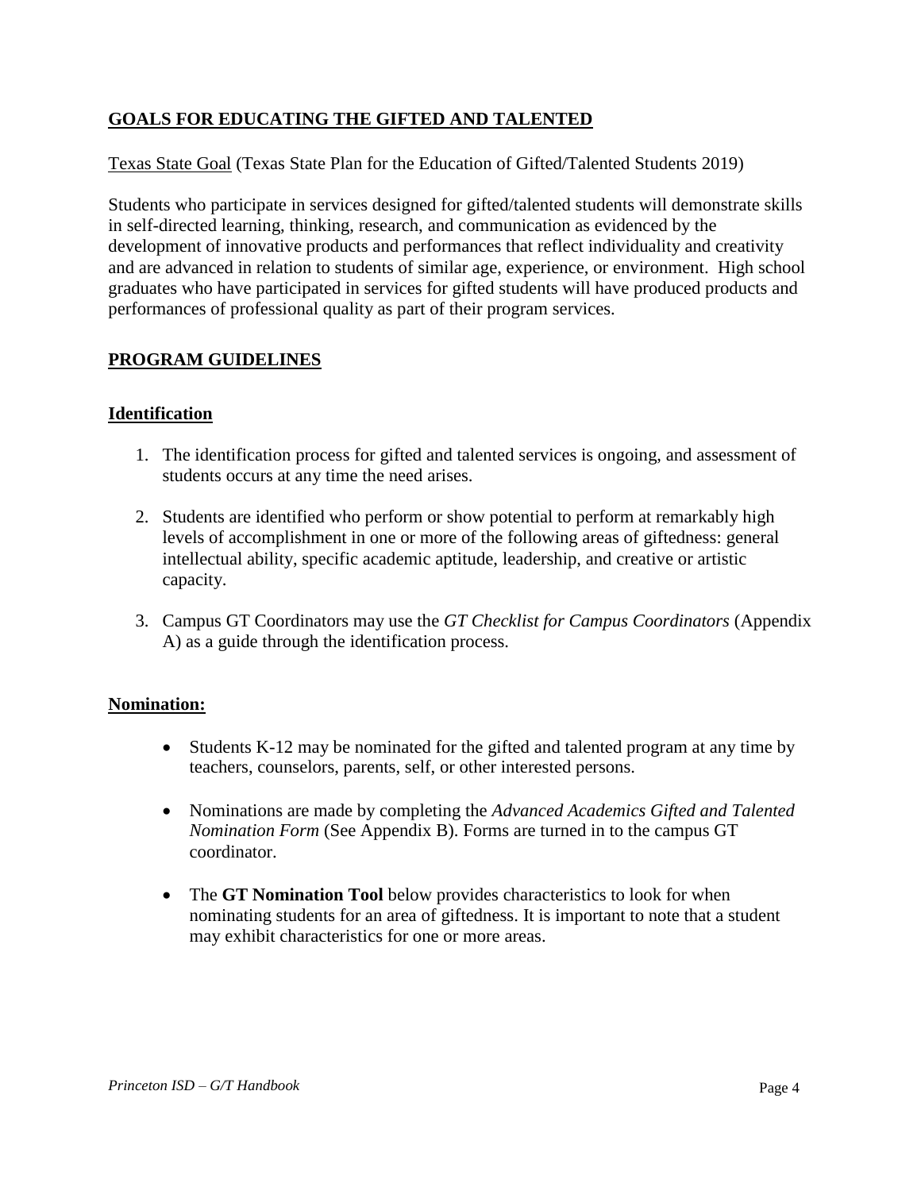## GOALS FOR EDUCATING THE GIFTED AND TALENTED

Texas State Goal (Texas State Plan for the Education of Gifted/Talented Students 2019)

Students who participate in services designed for gifted/talented students will demonstrate skills in self-directed learning, thinking, research, and communication as evidenced by the development of innovative products and performances that reflect individuality and creativity and are advanced in relation to students of similar age, experience, or environment. High school graduates who have participated in services for gifted students will have produced products and performances of professional quality as part of their program services.

## PROGRAM GUIDELINES

### Identification

1. The identification process for gifted and talented services is ongoing, and assessment of students occurs at any time the need arises.
2. Students are identified who perform or show potential to perform at remarkably high levels of accomplishment in one or more of the following areas of giftedness: general intellectual ability, specific academic aptitude, leadership, and creative or artistic capacity.
3. Campus GT Coordinators may use the *GT Checklist for Campus Coordinators* (Appendix A) as a guide through the identification process.

### Nomination:

- Students K-12 may be nominated for the gifted and talented program at any time by teachers, counselors, parents, self, or other interested persons.
- Nominations are made by completing the *Advanced Academics Gifted and Talented Nomination Form* (See Appendix B). Forms are turned in to the campus GT coordinator.
- The **GT Nomination Tool** below provides characteristics to look for when nominating students for an area of giftedness. It is important to note that a student may exhibit characteristics for one or more areas.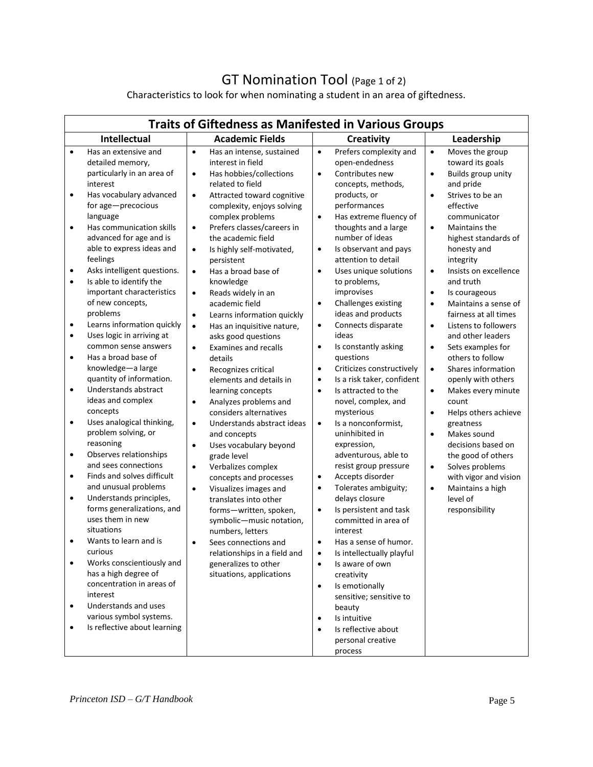# GT Nomination Tool (Page 1 of 2)

Characteristics to look for when nominating a student in an area of giftedness.

| Traits of Giftedness as Manifested in Various Groups | | | |
|---|---|---|---|
| **Intellectual** | **Academic Fields** | **Creativity** | **Leadership** |
| • Has an extensive and detailed memory, particularly in an area of interest<br>• Has vocabulary advanced for age—precocious language<br>• Has communication skills advanced for age and is able to express ideas and feelings<br>• Asks intelligent questions.<br>• Is able to identify the important characteristics of new concepts, problems<br>• Learns information quickly<br>• Uses logic in arriving at common sense answers<br>• Has a broad base of knowledge—a large quantity of information.<br>• Understands abstract ideas and complex concepts<br>• Uses analogical thinking, problem solving, or reasoning<br>• Observes relationships and sees connections<br>• Finds and solves difficult and unusual problems<br>• Understands principles, forms generalizations, and uses them in new situations<br>• Wants to learn and is curious<br>• Works conscientiously and has a high degree of concentration in areas of interest<br>• Understands and uses various symbol systems.<br>• Is reflective about learning | • Has an intense, sustained interest in field<br>• Has hobbies/collections related to field<br>• Attracted toward cognitive complexity, enjoys solving complex problems<br>• Prefers classes/careers in the academic field<br>• Is highly self-motivated, persistent<br>• Has a broad base of knowledge<br>• Reads widely in an academic field<br>• Learns information quickly<br>• Has an inquisitive nature, asks good questions<br>• Examines and recalls details<br>• Recognizes critical elements and details in learning concepts<br>• Analyzes problems and considers alternatives<br>• Understands abstract ideas and concepts<br>• Uses vocabulary beyond grade level<br>• Verbalizes complex concepts and processes<br>• Visualizes images and translates into other forms—written, spoken, symbolic—music notation, numbers, letters<br>• Sees connections and relationships in a field and generalizes to other situations, applications | • Prefers complexity and open-endedness<br>• Contributes new concepts, methods, products, or performances<br>• Has extreme fluency of thoughts and a large number of ideas<br>• Is observant and pays attention to detail<br>• Uses unique solutions to problems, improvises<br>• Challenges existing ideas and products<br>• Connects disparate ideas<br>• Is constantly asking questions<br>• Criticizes constructively<br>• Is a risk taker, confident<br>• Is attracted to the novel, complex, and mysterious<br>• Is a nonconformist, uninhibited in expression, adventurous, able to resist group pressure<br>• Accepts disorder<br>• Tolerates ambiguity; delays closure<br>• Is persistent and task committed in area of interest<br>• Has a sense of humor.<br>• Is intellectually playful<br>• Is aware of own creativity<br>• Is emotionally sensitive; sensitive to beauty<br>• Is intuitive<br>• Is reflective about personal creative process | • Moves the group toward its goals<br>• Builds group unity and pride<br>• Strives to be an effective communicator<br>• Maintains the highest standards of honesty and integrity<br>• Insists on excellence and truth<br>• Is courageous<br>• Maintains a sense of fairness at all times<br>• Listens to followers and other leaders<br>• Sets examples for others to follow<br>• Shares information openly with others<br>• Makes every minute count<br>• Helps others achieve greatness<br>• Makes sound decisions based on the good of others<br>• Solves problems with vigor and vision<br>• Maintains a high level of responsibility |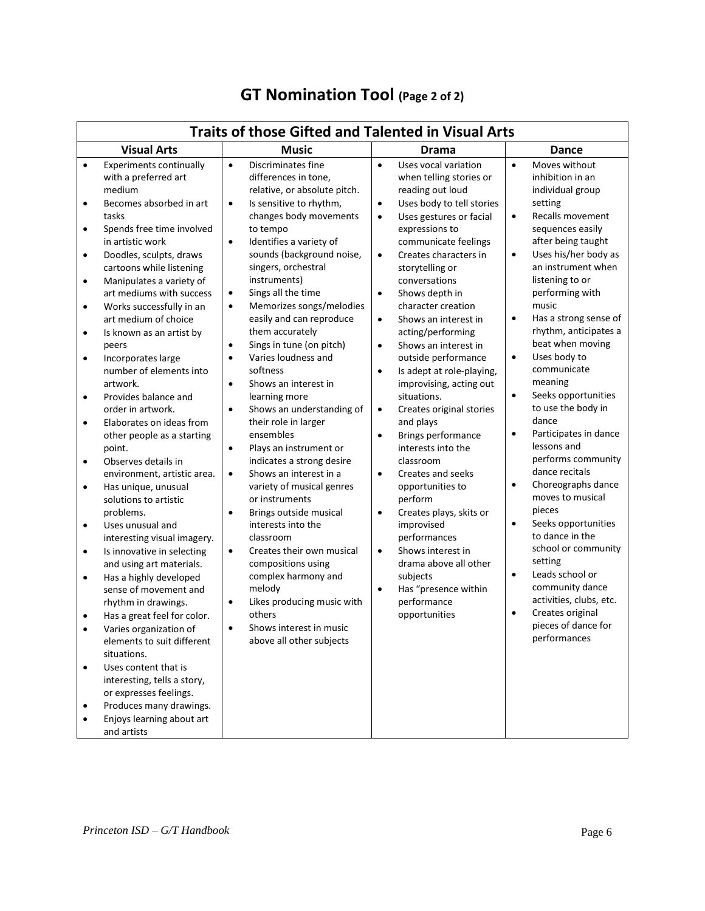# GT Nomination Tool (Page 2 of 2)

| Traits of those Gifted and Talented in Visual Arts | | | |
|---|---|---|---|
| **Visual Arts** | **Music** | **Drama** | **Dance** |
| • Experiments continually with a preferred art medium<br>• Becomes absorbed in art tasks<br>• Spends free time involved in artistic work<br>• Doodles, sculpts, draws cartoons while listening<br>• Manipulates a variety of art mediums with success<br>• Works successfully in an art medium of choice<br>• Is known as an artist by peers<br>• Incorporates large number of elements into artwork.<br>• Provides balance and order in artwork.<br>• Elaborates on ideas from other people as a starting point.<br>• Observes details in environment, artistic area.<br>• Has unique, unusual solutions to artistic problems.<br>• Uses unusual and interesting visual imagery.<br>• Is innovative in selecting and using art materials.<br>• Has a highly developed sense of movement and rhythm in drawings.<br>• Has a great feel for color.<br>• Varies organization of elements to suit different situations.<br>• Uses content that is interesting, tells a story, or expresses feelings.<br>• Produces many drawings.<br>• Enjoys learning about art and artists | • Discriminates fine differences in tone, relative, or absolute pitch.<br>• Is sensitive to rhythm, changes body movements to tempo<br>• Identifies a variety of sounds (background noise, singers, orchestral instruments)<br>• Sings all the time<br>• Memorizes songs/melodies easily and can reproduce them accurately<br>• Sings in tune (on pitch)<br>• Varies loudness and softness<br>• Shows an interest in learning more<br>• Shows an understanding of their role in larger ensembles<br>• Plays an instrument or indicates a strong desire<br>• Shows an interest in a variety of musical genres or instruments<br>• Brings outside musical interests into the classroom<br>• Creates their own musical compositions using complex harmony and melody<br>• Likes producing music with others<br>• Shows interest in music above all other subjects | • Uses vocal variation when telling stories or reading out loud<br>• Uses body to tell stories<br>• Uses gestures or facial expressions to communicate feelings<br>• Creates characters in storytelling or conversations<br>• Shows depth in character creation<br>• Shows an interest in acting/performing<br>• Shows an interest in outside performance<br>• Is adept at role-playing, improvising, acting out situations.<br>• Creates original stories and plays<br>• Brings performance interests into the classroom<br>• Creates and seeks opportunities to perform<br>• Creates plays, skits or improvised performances<br>• Shows interest in drama above all other subjects<br>• Has "presence within performance opportunities | • Moves without inhibition in an individual group setting<br>• Recalls movement sequences easily after being taught<br>• Uses his/her body as an instrument when listening to or performing with music<br>• Has a strong sense of rhythm, anticipates a beat when moving<br>• Uses body to communicate meaning<br>• Seeks opportunities to use the body in dance<br>• Participates in dance lessons and performs community dance recitals<br>• Choreographs dance moves to musical pieces<br>• Seeks opportunities to dance in the school or community setting<br>• Leads school or community dance activities, clubs, etc.<br>• Creates original pieces of dance for performances |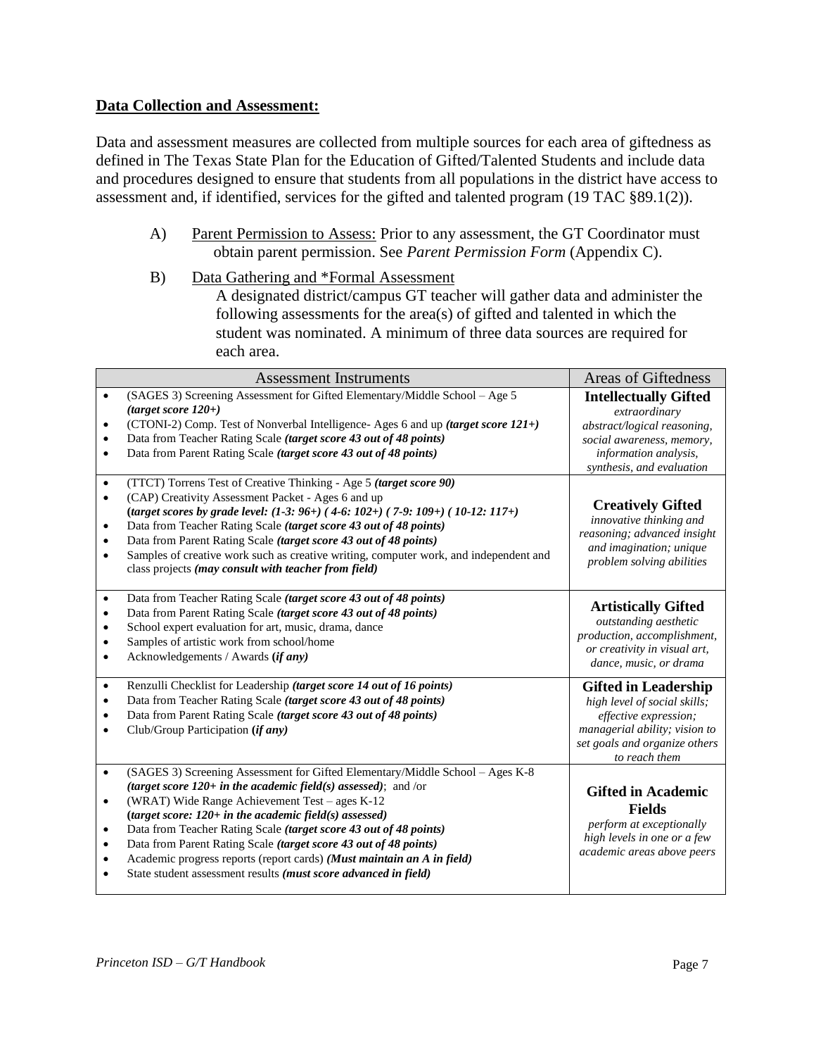**<u>Data Collection and Assessment:</u>**

Data and assessment measures are collected from multiple sources for each area of giftedness as defined in The Texas State Plan for the Education of Gifted/Talented Students and include data and procedures designed to ensure that students from all populations in the district have access to assessment and, if identified, services for the gifted and talented program (19 TAC §89.1(2)).

A) <u>Parent Permission to Assess:</u> Prior to any assessment, the GT Coordinator must obtain parent permission. See *Parent Permission Form* (Appendix C).

B) <u>Data Gathering and *Formal Assessment</u>
A designated district/campus GT teacher will gather data and administer the following assessments for the area(s) of gifted and talented in which the student was nominated. A minimum of three data sources are required for each area.

| Assessment Instruments | Areas of Giftedness |
|---|---|
| • (SAGES 3) Screening Assessment for Gifted Elementary/Middle School – Age 5 ***(target score 120+)***<br>• (CTONI-2) Comp. Test of Nonverbal Intelligence- Ages 6 and up ***(target score 121+)***<br>• Data from Teacher Rating Scale ***(target score 43 out of 48 points)***<br>• Data from Parent Rating Scale ***(target score 43 out of 48 points)*** | **Intellectually Gifted**<br>*extraordinary abstract/logical reasoning, social awareness, memory, information analysis, synthesis, and evaluation* |
| • (TTCT) Torrens Test of Creative Thinking - Age 5 ***(target score 90)***<br>• (CAP) Creativity Assessment Packet - Ages 6 and up **(*target scores by grade level: (1-3: 96+) ( 4-6: 102+) ( 7-9: 109+) ( 10-12: 117+)*)**<br>• Data from Teacher Rating Scale ***(target score 43 out of 48 points)***<br>• Data from Parent Rating Scale ***(target score 43 out of 48 points)***<br>• Samples of creative work such as creative writing, computer work, and independent and class projects ***(may consult with teacher from field)*** | **Creatively Gifted**<br>*innovative thinking and reasoning; advanced insight and imagination; unique problem solving abilities* |
| • Data from Teacher Rating Scale ***(target score 43 out of 48 points)***<br>• Data from Parent Rating Scale ***(target score 43 out of 48 points)***<br>• School expert evaluation for art, music, drama, dance<br>• Samples of artistic work from school/home<br>• Acknowledgements / Awards **(*if any*)** | **Artistically Gifted**<br>*outstanding aesthetic production, accomplishment, or creativity in visual art, dance, music, or drama* |
| • Renzulli Checklist for Leadership ***(target score 14 out of 16 points)***<br>• Data from Teacher Rating Scale ***(target score 43 out of 48 points)***<br>• Data from Parent Rating Scale ***(target score 43 out of 48 points)***<br>• Club/Group Participation **(*if any*)** | **Gifted in Leadership**<br>*high level of social skills; effective expression; managerial ability; vision to set goals and organize others to reach them* |
| • (SAGES 3) Screening Assessment for Gifted Elementary/Middle School – Ages K-8 ***(target score 120+ in the academic field(s) assessed)***; and /or<br>• (WRAT) Wide Range Achievement Test – ages K-12 **(*target score: 120+ in the academic field(s) assessed*)**<br>• Data from Teacher Rating Scale ***(target score 43 out of 48 points)***<br>• Data from Parent Rating Scale ***(target score 43 out of 48 points)***<br>• Academic progress reports (report cards) ***(Must maintain an A in field)***<br>• State student assessment results ***(must score advanced in field)*** | **Gifted in Academic Fields**<br>*perform at exceptionally high levels in one or a few academic areas above peers* |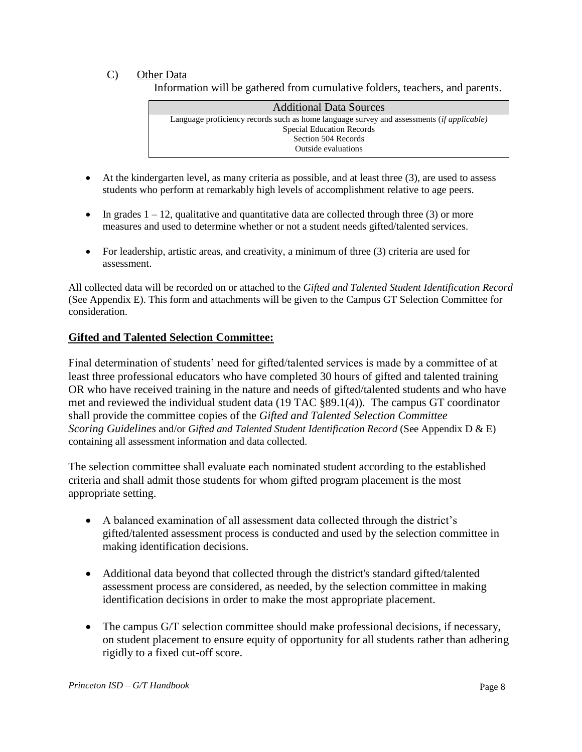C) <u>Other Data</u>

Information will be gathered from cumulative folders, teachers, and parents.

| Additional Data Sources |
| --- |
| Language proficiency records such as home language survey and assessments (*if applicable)* |
| Special Education Records |
| Section 504 Records |
| Outside evaluations |

- At the kindergarten level, as many criteria as possible, and at least three (3), are used to assess students who perform at remarkably high levels of accomplishment relative to age peers.
- In grades 1 – 12, qualitative and quantitative data are collected through three (3) or more measures and used to determine whether or not a student needs gifted/talented services.
- For leadership, artistic areas, and creativity, a minimum of three (3) criteria are used for assessment.

All collected data will be recorded on or attached to the *Gifted and Talented Student Identification Record* (See Appendix E). This form and attachments will be given to the Campus GT Selection Committee for consideration.

## <u>Gifted and Talented Selection Committee:</u>

Final determination of students' need for gifted/talented services is made by a committee of at least three professional educators who have completed 30 hours of gifted and talented training OR who have received training in the nature and needs of gifted/talented students and who have met and reviewed the individual student data (19 TAC §89.1(4)). The campus GT coordinator shall provide the committee copies of the *Gifted and Talented Selection Committee Scoring Guidelines* and/or *Gifted and Talented Student Identification Record* (See Appendix D & E) containing all assessment information and data collected.

The selection committee shall evaluate each nominated student according to the established criteria and shall admit those students for whom gifted program placement is the most appropriate setting.

- A balanced examination of all assessment data collected through the district's gifted/talented assessment process is conducted and used by the selection committee in making identification decisions.
- Additional data beyond that collected through the district's standard gifted/talented assessment process are considered, as needed, by the selection committee in making identification decisions in order to make the most appropriate placement.
- The campus G/T selection committee should make professional decisions, if necessary, on student placement to ensure equity of opportunity for all students rather than adhering rigidly to a fixed cut-off score.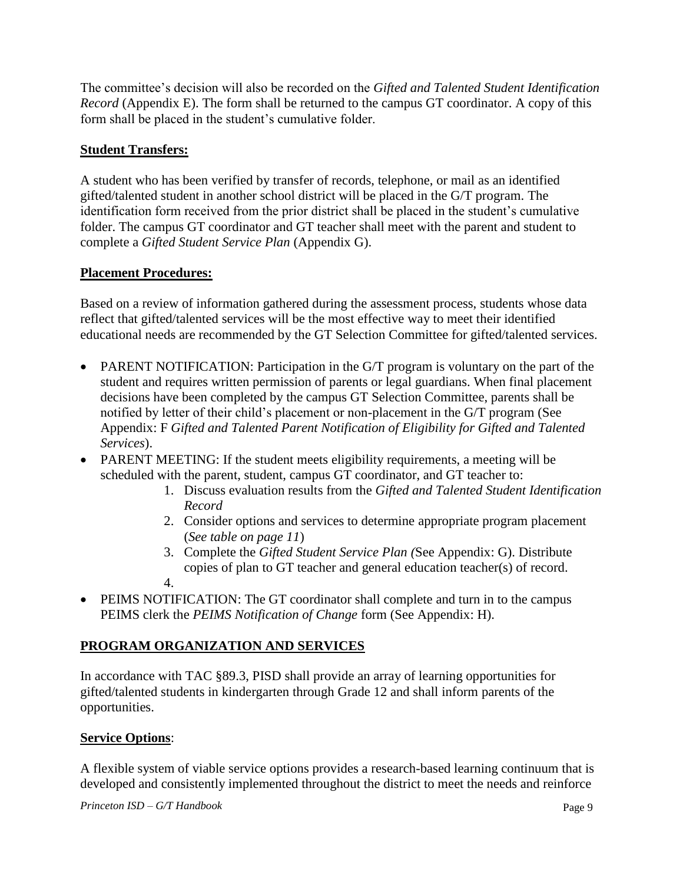The committee's decision will also be recorded on the *Gifted and Talented Student Identification Record* (Appendix E). The form shall be returned to the campus GT coordinator. A copy of this form shall be placed in the student's cumulative folder.

**Student Transfers:**

A student who has been verified by transfer of records, telephone, or mail as an identified gifted/talented student in another school district will be placed in the G/T program. The identification form received from the prior district shall be placed in the student's cumulative folder. The campus GT coordinator and GT teacher shall meet with the parent and student to complete a *Gifted Student Service Plan* (Appendix G).

**Placement Procedures:**

Based on a review of information gathered during the assessment process, students whose data reflect that gifted/talented services will be the most effective way to meet their identified educational needs are recommended by the GT Selection Committee for gifted/talented services.

- PARENT NOTIFICATION: Participation in the G/T program is voluntary on the part of the student and requires written permission of parents or legal guardians. When final placement decisions have been completed by the campus GT Selection Committee, parents shall be notified by letter of their child's placement or non-placement in the G/T program (See Appendix: F *Gifted and Talented Parent Notification of Eligibility for Gifted and Talented Services*).
- PARENT MEETING: If the student meets eligibility requirements, a meeting will be scheduled with the parent, student, campus GT coordinator, and GT teacher to:
    1. Discuss evaluation results from the *Gifted and Talented Student Identification Record*
    2. Consider options and services to determine appropriate program placement (*See table on page 11*)
    3. Complete the *Gifted Student Service Plan (*See Appendix: G). Distribute copies of plan to GT teacher and general education teacher(s) of record.
    4.
- PEIMS NOTIFICATION: The GT coordinator shall complete and turn in to the campus PEIMS clerk the *PEIMS Notification of Change* form (See Appendix: H).

## PROGRAM ORGANIZATION AND SERVICES

In accordance with TAC §89.3, PISD shall provide an array of learning opportunities for gifted/talented students in kindergarten through Grade 12 and shall inform parents of the opportunities.

**Service Options**:

A flexible system of viable service options provides a research-based learning continuum that is developed and consistently implemented throughout the district to meet the needs and reinforce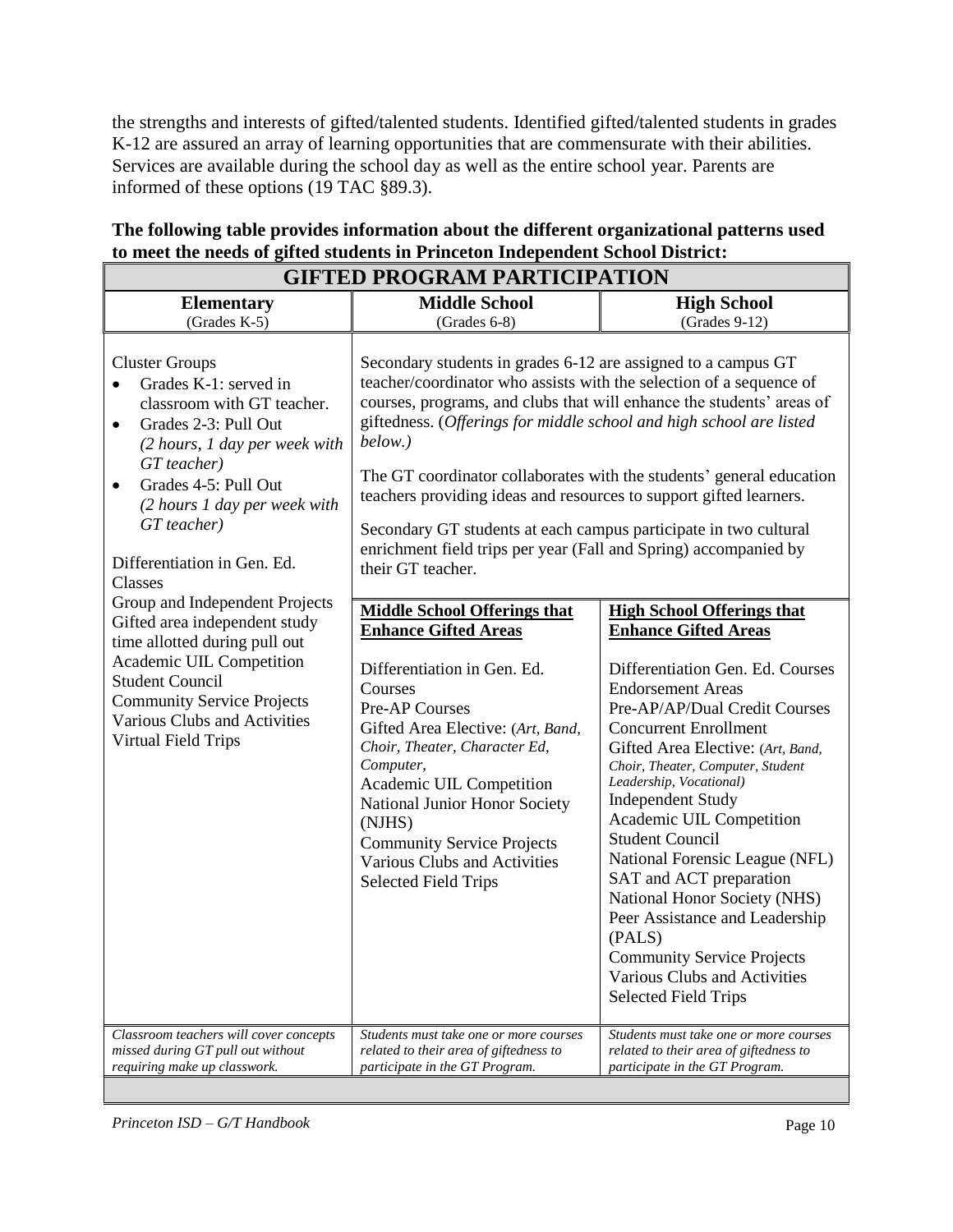the strengths and interests of gifted/talented students. Identified gifted/talented students in grades K-12 are assured an array of learning opportunities that are commensurate with their abilities. Services are available during the school day as well as the entire school year. Parents are informed of these options (19 TAC §89.3).

**The following table provides information about the different organizational patterns used to meet the needs of gifted students in Princeton Independent School District:**

| **GIFTED PROGRAM PARTICIPATION** | | |
|---|---|---|
| **Elementary** (Grades K-5) | **Middle School** (Grades 6-8) | **High School** (Grades 9-12) |
| Cluster Groups<br>• Grades K-1: served in classroom with GT teacher.<br>• Grades 2-3: Pull Out *(2 hours, 1 day per week with GT teacher)*<br>• Grades 4-5: Pull Out *(2 hours 1 day per week with GT teacher)*<br><br>Differentiation in Gen. Ed. Classes<br>Group and Independent Projects<br>Gifted area independent study time allotted during pull out<br>Academic UIL Competition<br>Student Council<br>Community Service Projects<br>Various Clubs and Activities<br>Virtual Field Trips | Secondary students in grades 6-12 are assigned to a campus GT teacher/coordinator who assists with the selection of a sequence of courses, programs, and clubs that will enhance the students' areas of giftedness. (*Offerings for middle school and high school are listed below.)*<br><br>The GT coordinator collaborates with the students' general education teachers providing ideas and resources to support gifted learners.<br><br>Secondary GT students at each campus participate in two cultural enrichment field trips per year (Fall and Spring) accompanied by their GT teacher. | |
| | **<u>Middle School Offerings that Enhance Gifted Areas</u>**<br><br>Differentiation in Gen. Ed. Courses<br>Pre-AP Courses<br>Gifted Area Elective: (*Art, Band, Choir, Theater, Character Ed, Computer,*<br>Academic UIL Competition<br>National Junior Honor Society (NJHS)<br>Community Service Projects<br>Various Clubs and Activities<br>Selected Field Trips | **<u>High School Offerings that Enhance Gifted Areas</u>**<br><br>Differentiation Gen. Ed. Courses<br>Endorsement Areas<br>Pre-AP/AP/Dual Credit Courses<br>Concurrent Enrollment<br>Gifted Area Elective: (*Art, Band, Choir, Theater, Computer, Student Leadership, Vocational)*<br>Independent Study<br>Academic UIL Competition<br>Student Council<br>National Forensic League (NFL)<br>SAT and ACT preparation<br>National Honor Society (NHS)<br>Peer Assistance and Leadership (PALS)<br>Community Service Projects<br>Various Clubs and Activities<br>Selected Field Trips |
| *Classroom teachers will cover concepts missed during GT pull out without requiring make up classwork.* | *Students must take one or more courses related to their area of giftedness to participate in the GT Program.* | *Students must take one or more courses related to their area of giftedness to participate in the GT Program.* |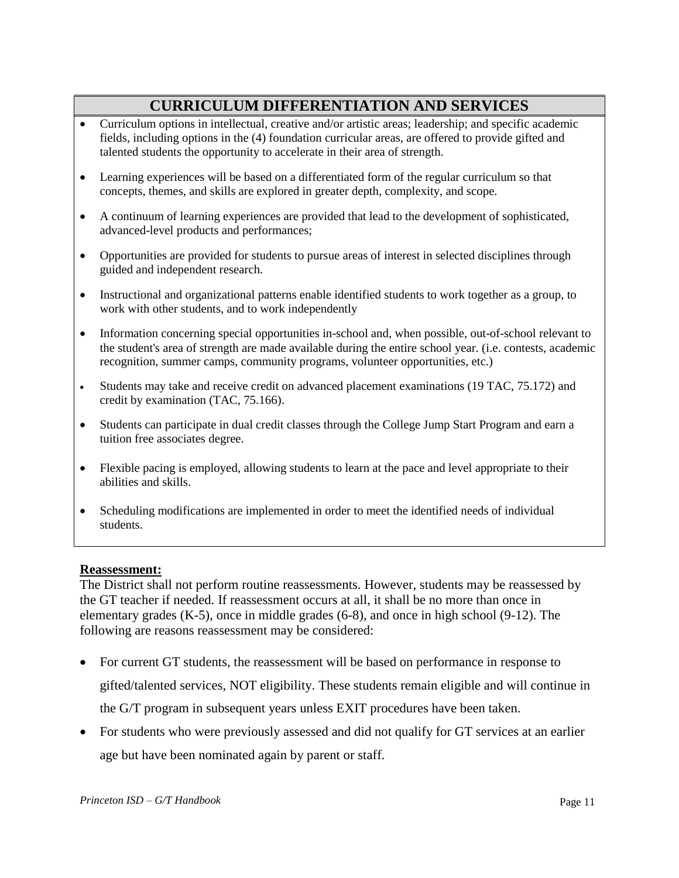## CURRICULUM DIFFERENTIATION AND SERVICES

- Curriculum options in intellectual, creative and/or artistic areas; leadership; and specific academic fields, including options in the (4) foundation curricular areas, are offered to provide gifted and talented students the opportunity to accelerate in their area of strength.
- Learning experiences will be based on a differentiated form of the regular curriculum so that concepts, themes, and skills are explored in greater depth, complexity, and scope.
- A continuum of learning experiences are provided that lead to the development of sophisticated, advanced-level products and performances;
- Opportunities are provided for students to pursue areas of interest in selected disciplines through guided and independent research.
- Instructional and organizational patterns enable identified students to work together as a group, to work with other students, and to work independently
- Information concerning special opportunities in-school and, when possible, out-of-school relevant to the student's area of strength are made available during the entire school year. (i.e. contests, academic recognition, summer camps, community programs, volunteer opportunities, etc.)
- Students may take and receive credit on advanced placement examinations (19 TAC, 75.172) and credit by examination (TAC, 75.166).
- Students can participate in dual credit classes through the College Jump Start Program and earn a tuition free associates degree.
- Flexible pacing is employed, allowing students to learn at the pace and level appropriate to their abilities and skills.
- Scheduling modifications are implemented in order to meet the identified needs of individual students.

**Reassessment:**

The District shall not perform routine reassessments. However, students may be reassessed by the GT teacher if needed. If reassessment occurs at all, it shall be no more than once in elementary grades (K-5), once in middle grades (6-8), and once in high school (9-12). The following are reasons reassessment may be considered:

- For current GT students, the reassessment will be based on performance in response to gifted/talented services, NOT eligibility. These students remain eligible and will continue in the G/T program in subsequent years unless EXIT procedures have been taken.
- For students who were previously assessed and did not qualify for GT services at an earlier age but have been nominated again by parent or staff.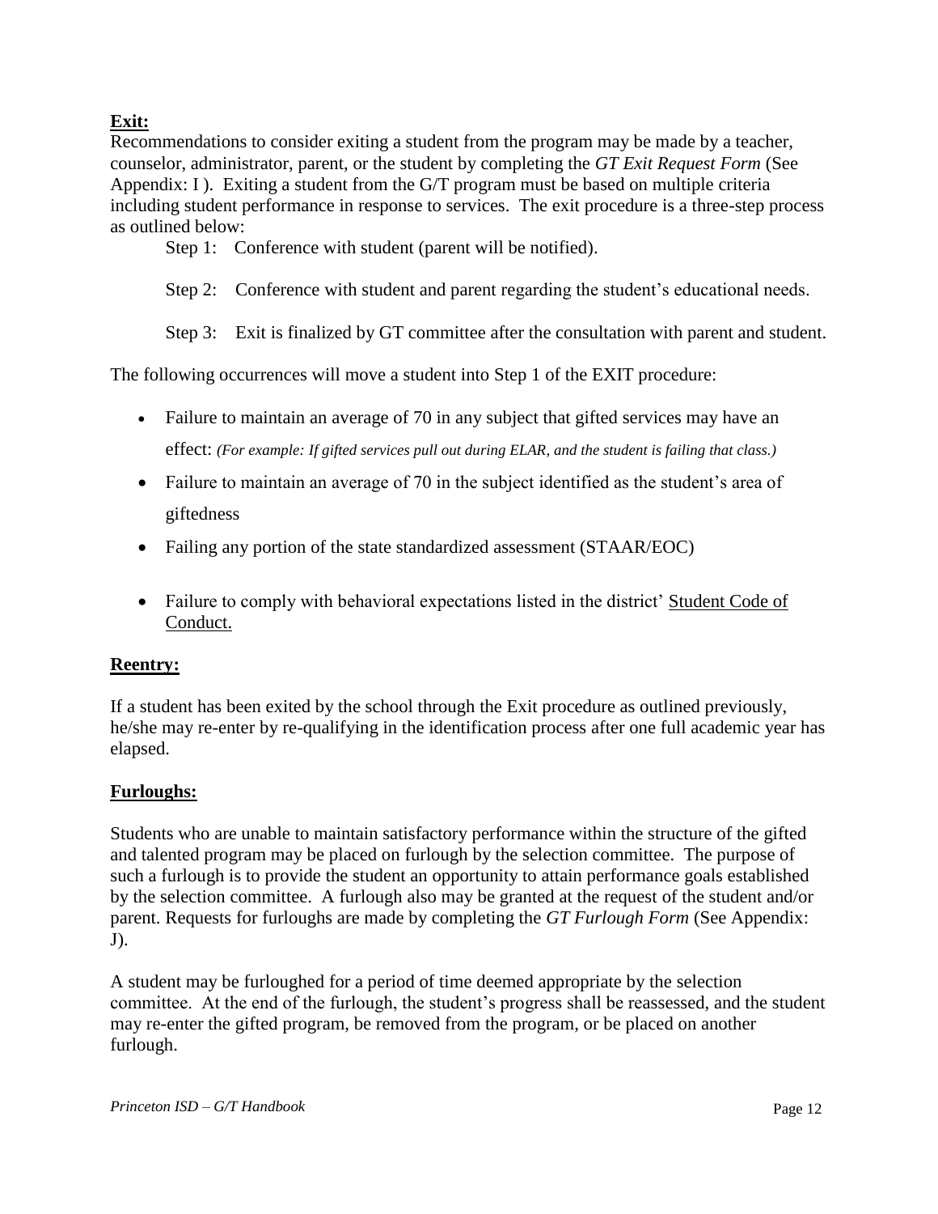**Exit:**

Recommendations to consider exiting a student from the program may be made by a teacher, counselor, administrator, parent, or the student by completing the *GT Exit Request Form* (See Appendix: I ). Exiting a student from the G/T program must be based on multiple criteria including student performance in response to services. The exit procedure is a three-step process as outlined below:

Step 1: Conference with student (parent will be notified).

Step 2: Conference with student and parent regarding the student's educational needs.

Step 3: Exit is finalized by GT committee after the consultation with parent and student.

The following occurrences will move a student into Step 1 of the EXIT procedure:

- Failure to maintain an average of 70 in any subject that gifted services may have an effect: *(For example: If gifted services pull out during ELAR, and the student is failing that class.)*
- Failure to maintain an average of 70 in the subject identified as the student's area of giftedness
- Failing any portion of the state standardized assessment (STAAR/EOC)
- Failure to comply with behavioral expectations listed in the district' Student Code of Conduct.

**Reentry:**

If a student has been exited by the school through the Exit procedure as outlined previously, he/she may re-enter by re-qualifying in the identification process after one full academic year has elapsed.

**Furloughs:**

Students who are unable to maintain satisfactory performance within the structure of the gifted and talented program may be placed on furlough by the selection committee. The purpose of such a furlough is to provide the student an opportunity to attain performance goals established by the selection committee. A furlough also may be granted at the request of the student and/or parent. Requests for furloughs are made by completing the *GT Furlough Form* (See Appendix: J).

A student may be furloughed for a period of time deemed appropriate by the selection committee. At the end of the furlough, the student's progress shall be reassessed, and the student may re-enter the gifted program, be removed from the program, or be placed on another furlough.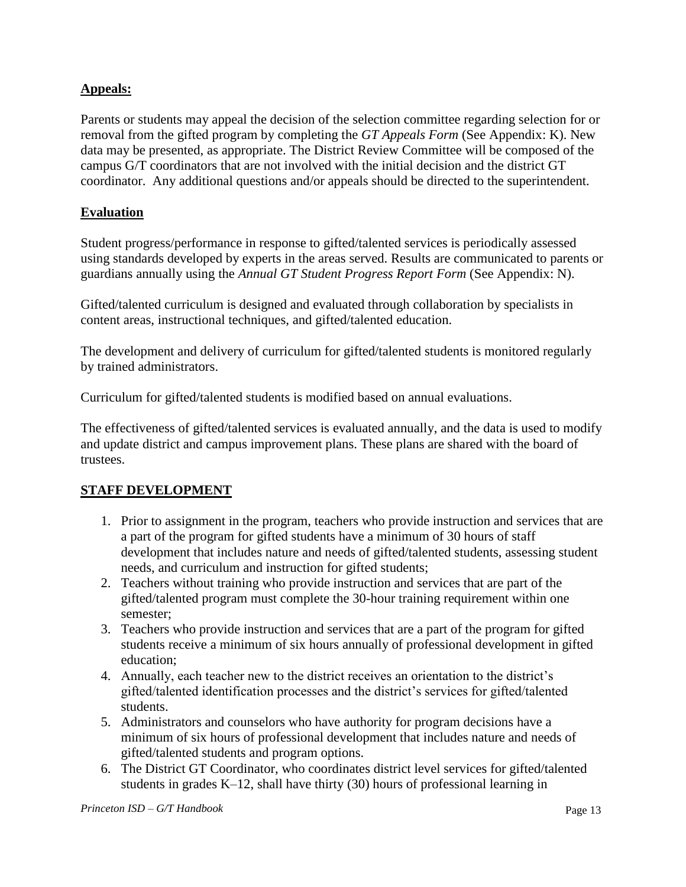## **Appeals:**

Parents or students may appeal the decision of the selection committee regarding selection for or removal from the gifted program by completing the *GT Appeals Form* (See Appendix: K). New data may be presented, as appropriate. The District Review Committee will be composed of the campus G/T coordinators that are not involved with the initial decision and the district GT coordinator. Any additional questions and/or appeals should be directed to the superintendent.

## **Evaluation**

Student progress/performance in response to gifted/talented services is periodically assessed using standards developed by experts in the areas served. Results are communicated to parents or guardians annually using the *Annual GT Student Progress Report Form* (See Appendix: N).

Gifted/talented curriculum is designed and evaluated through collaboration by specialists in content areas, instructional techniques, and gifted/talented education.

The development and delivery of curriculum for gifted/talented students is monitored regularly by trained administrators.

Curriculum for gifted/talented students is modified based on annual evaluations.

The effectiveness of gifted/talented services is evaluated annually, and the data is used to modify and update district and campus improvement plans. These plans are shared with the board of trustees.

## **STAFF DEVELOPMENT**

1. Prior to assignment in the program, teachers who provide instruction and services that are a part of the program for gifted students have a minimum of 30 hours of staff development that includes nature and needs of gifted/talented students, assessing student needs, and curriculum and instruction for gifted students;
2. Teachers without training who provide instruction and services that are part of the gifted/talented program must complete the 30-hour training requirement within one semester;
3. Teachers who provide instruction and services that are a part of the program for gifted students receive a minimum of six hours annually of professional development in gifted education;
4. Annually, each teacher new to the district receives an orientation to the district's gifted/talented identification processes and the district's services for gifted/talented students.
5. Administrators and counselors who have authority for program decisions have a minimum of six hours of professional development that includes nature and needs of gifted/talented students and program options.
6. The District GT Coordinator, who coordinates district level services for gifted/talented students in grades K–12, shall have thirty (30) hours of professional learning in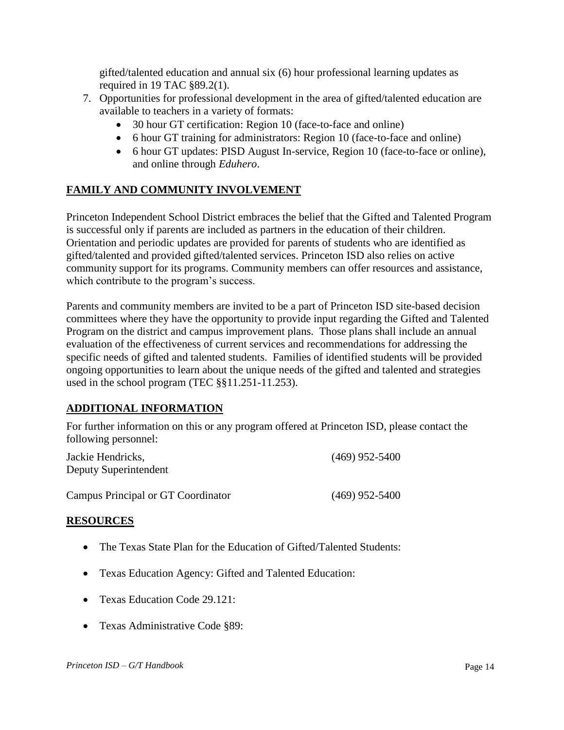gifted/talented education and annual six (6) hour professional learning updates as required in 19 TAC §89.2(1).

7. Opportunities for professional development in the area of gifted/talented education are available to teachers in a variety of formats:
   - 30 hour GT certification: Region 10 (face-to-face and online)
   - 6 hour GT training for administrators: Region 10 (face-to-face and online)
   - 6 hour GT updates: PISD August In-service, Region 10 (face-to-face or online), and online through *Eduhero*.

## FAMILY AND COMMUNITY INVOLVEMENT

Princeton Independent School District embraces the belief that the Gifted and Talented Program is successful only if parents are included as partners in the education of their children. Orientation and periodic updates are provided for parents of students who are identified as gifted/talented and provided gifted/talented services. Princeton ISD also relies on active community support for its programs. Community members can offer resources and assistance, which contribute to the program's success.

Parents and community members are invited to be a part of Princeton ISD site-based decision committees where they have the opportunity to provide input regarding the Gifted and Talented Program on the district and campus improvement plans. Those plans shall include an annual evaluation of the effectiveness of current services and recommendations for addressing the specific needs of gifted and talented students. Families of identified students will be provided ongoing opportunities to learn about the unique needs of the gifted and talented and strategies used in the school program (TEC §§11.251-11.253).

## ADDITIONAL INFORMATION

For further information on this or any program offered at Princeton ISD, please contact the following personnel:

Jackie Hendricks, Deputy Superintendent — (469) 952-5400

Campus Principal or GT Coordinator — (469) 952-5400

## RESOURCES

- The Texas State Plan for the Education of Gifted/Talented Students:
- Texas Education Agency: Gifted and Talented Education:
- Texas Education Code 29.121:
- Texas Administrative Code §89: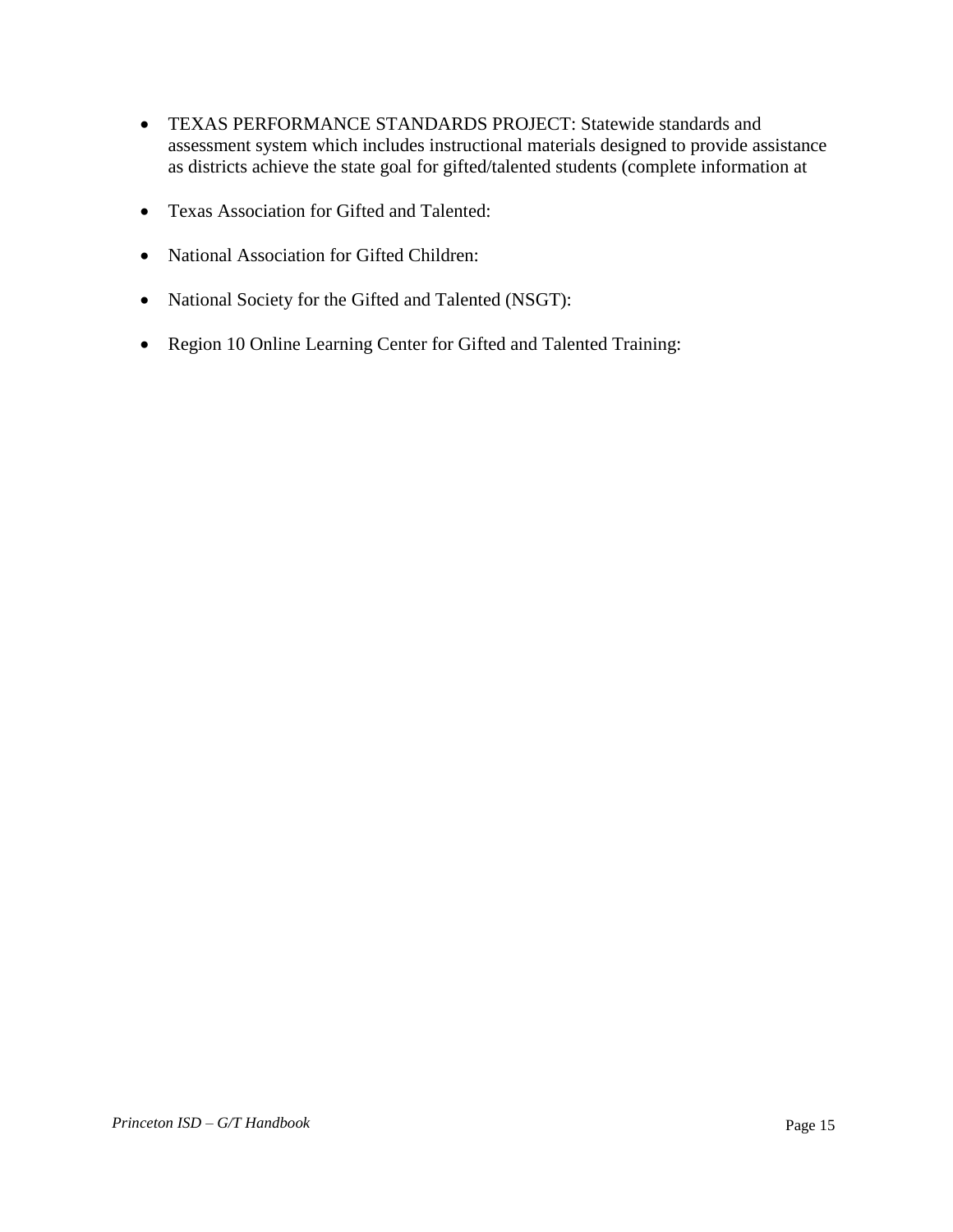- TEXAS PERFORMANCE STANDARDS PROJECT: Statewide standards and assessment system which includes instructional materials designed to provide assistance as districts achieve the state goal for gifted/talented students (complete information at

- Texas Association for Gifted and Talented:

- National Association for Gifted Children:

- National Society for the Gifted and Talented (NSGT):

- Region 10 Online Learning Center for Gifted and Talented Training: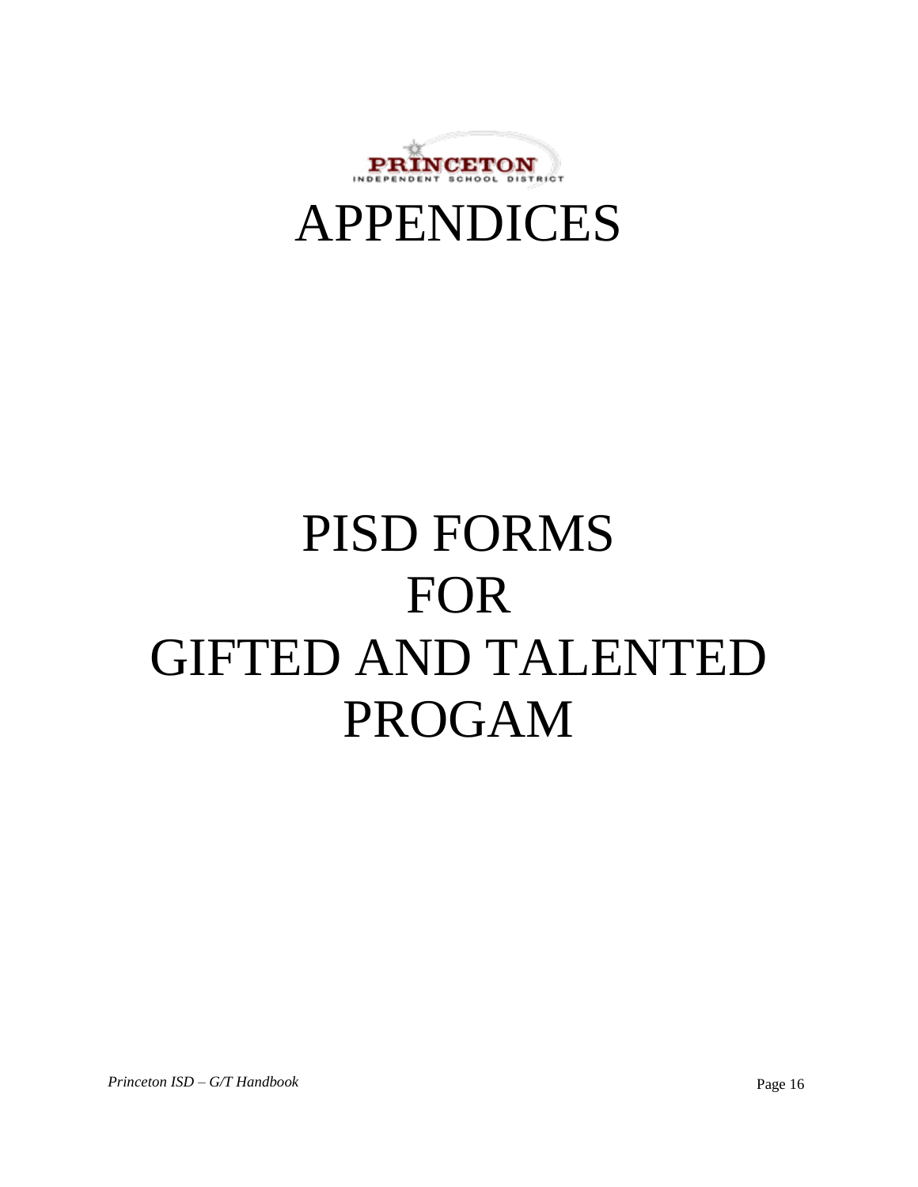# APPENDICES

# PISD FORMS FOR GIFTED AND TALENTED PROGAM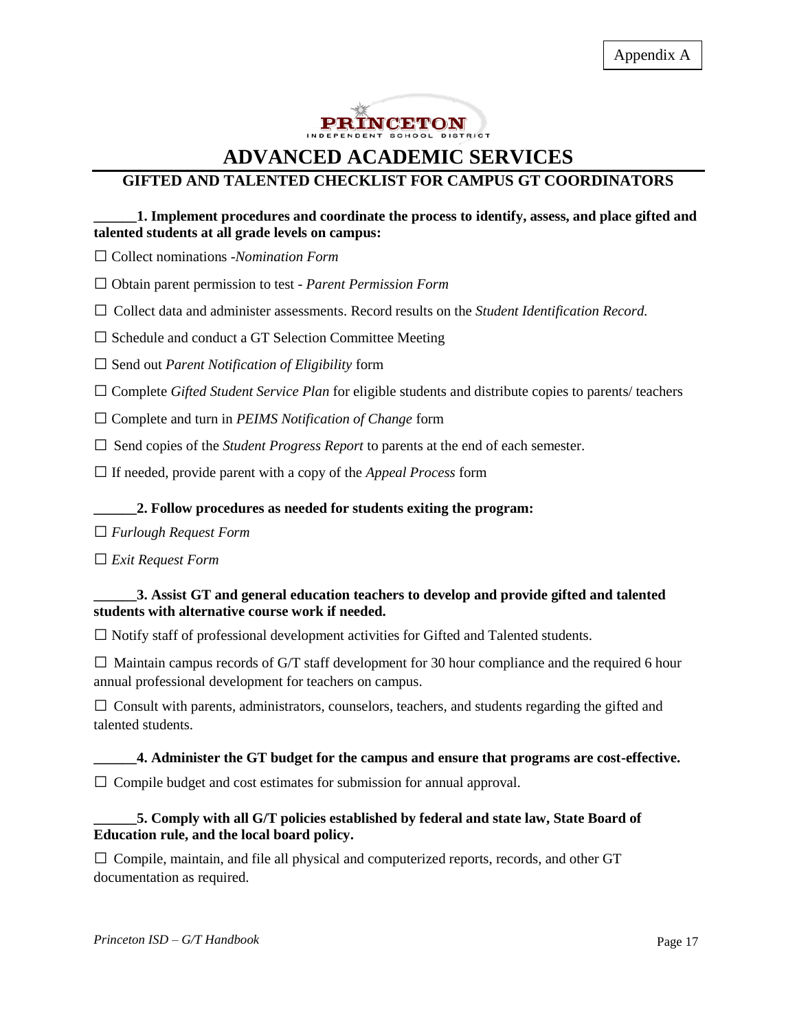Appendix A

PRINCETON
INDEPENDENT SCHOOL DISTRICT

# ADVANCED ACADEMIC SERVICES

## GIFTED AND TALENTED CHECKLIST FOR CAMPUS GT COORDINATORS

**______1. Implement procedures and coordinate the process to identify, assess, and place gifted and talented students at all grade levels on campus:**

☐ Collect nominations -*Nomination Form*

☐ Obtain parent permission to test - *Parent Permission Form*

☐ Collect data and administer assessments. Record results on the *Student Identification Record.*

☐ Schedule and conduct a GT Selection Committee Meeting

☐ Send out *Parent Notification of Eligibility* form

☐ Complete *Gifted Student Service Plan* for eligible students and distribute copies to parents/ teachers

☐ Complete and turn in *PEIMS Notification of Change* form

☐ Send copies of the *Student Progress Report* to parents at the end of each semester.

☐ If needed, provide parent with a copy of the *Appeal Process* form

**______2. Follow procedures as needed for students exiting the program:**

☐ *Furlough Request Form*

☐ *Exit Request Form*

**______3. Assist GT and general education teachers to develop and provide gifted and talented students with alternative course work if needed.**

☐ Notify staff of professional development activities for Gifted and Talented students.

☐ Maintain campus records of G/T staff development for 30 hour compliance and the required 6 hour annual professional development for teachers on campus.

☐ Consult with parents, administrators, counselors, teachers, and students regarding the gifted and talented students.

**______4. Administer the GT budget for the campus and ensure that programs are cost-effective.**

☐ Compile budget and cost estimates for submission for annual approval.

**______5. Comply with all G/T policies established by federal and state law, State Board of Education rule, and the local board policy.**

☐ Compile, maintain, and file all physical and computerized reports, records, and other GT documentation as required.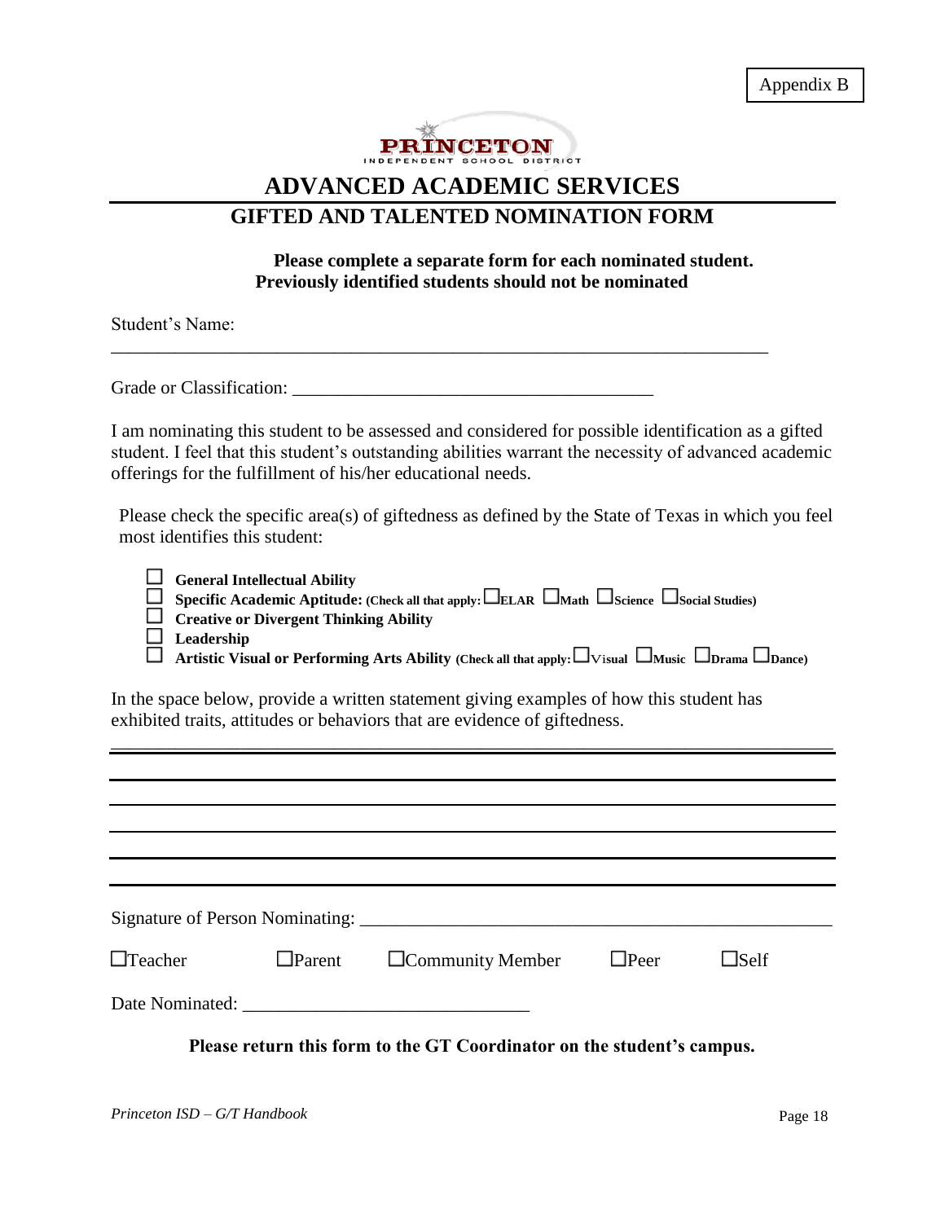Appendix B

PRINCETON
INDEPENDENT SCHOOL DISTRICT

# ADVANCED ACADEMIC SERVICES

## GIFTED AND TALENTED NOMINATION FORM

**Please complete a separate form for each nominated student.**
**Previously identified students should not be nominated**

Student's Name: ________________________________________________________________________

Grade or Classification: ______________________________________

I am nominating this student to be assessed and considered for possible identification as a gifted student. I feel that this student's outstanding abilities warrant the necessity of advanced academic offerings for the fulfillment of his/her educational needs.

Please check the specific area(s) of giftedness as defined by the State of Texas in which you feel most identifies this student:

- ☐ **General Intellectual Ability**
- ☐ **Specific Academic Aptitude: (Check all that apply: ☐ELAR ☐Math ☐Science ☐Social Studies)**
- ☐ **Creative or Divergent Thinking Ability**
- ☐ **Leadership**
- ☐ **Artistic Visual or Performing Arts Ability (Check all that apply: ☐Visual ☐Music ☐Drama ☐Dance)**

In the space below, provide a written statement giving examples of how this student has exhibited traits, attitudes or behaviors that are evidence of giftedness.

________________________________________________________________________

________________________________________________________________________

________________________________________________________________________

________________________________________________________________________

________________________________________________________________________

________________________________________________________________________

Signature of Person Nominating: ____________________________________________________

☐Teacher ☐Parent ☐Community Member ☐Peer ☐Self

Date Nominated: ______________________________

**Please return this form to the GT Coordinator on the student's campus.**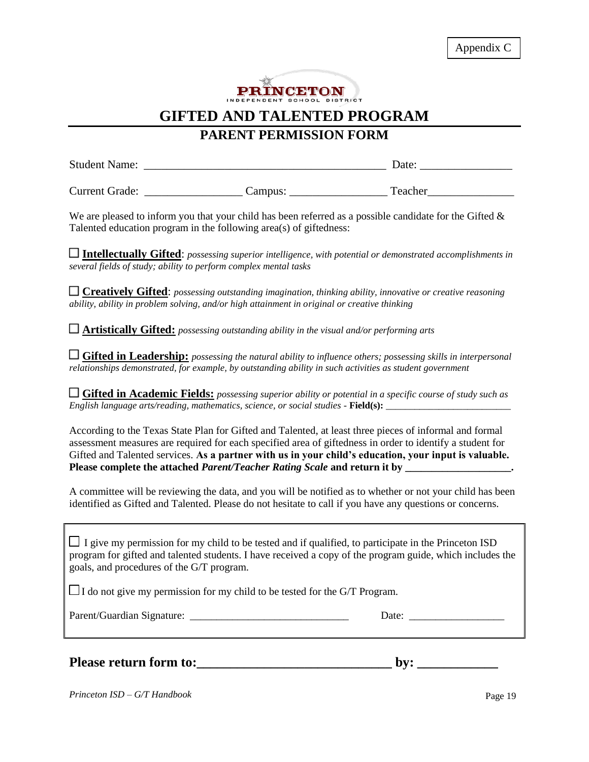Appendix C

PRINCETON
INDEPENDENT SCHOOL DISTRICT

# GIFTED AND TALENTED PROGRAM

## PARENT PERMISSION FORM

Student Name: ________________________________________ Date: _______________

Current Grade: ________________ Campus: ________________ Teacher_______________

We are pleased to inform you that your child has been referred as a possible candidate for the Gifted & Talented education program in the following area(s) of giftedness:

☐ **Intellectually Gifted**: *possessing superior intelligence, with potential or demonstrated accomplishments in several fields of study; ability to perform complex mental tasks*

☐ **Creatively Gifted**: *possessing outstanding imagination, thinking ability, innovative or creative reasoning ability, ability in problem solving, and/or high attainment in original or creative thinking*

☐ **Artistically Gifted:** *possessing outstanding ability in the visual and/or performing arts*

☐ **Gifted in Leadership:** *possessing the natural ability to influence others; possessing skills in interpersonal relationships demonstrated, for example, by outstanding ability in such activities as student government*

☐ **Gifted in Academic Fields:** *possessing superior ability or potential in a specific course of study such as English language arts/reading, mathematics, science, or social studies* - **Field(s):** _________________________

According to the Texas State Plan for Gifted and Talented, at least three pieces of informal and formal assessment measures are required for each specified area of giftedness in order to identify a student for Gifted and Talented services. **As a partner with us in your child's education, your input is valuable. Please complete the attached *Parent/Teacher Rating Scale* and return it by ___________________.**

A committee will be reviewing the data, and you will be notified as to whether or not your child has been identified as Gifted and Talented. Please do not hesitate to call if you have any questions or concerns.

☐ I give my permission for my child to be tested and if qualified, to participate in the Princeton ISD program for gifted and talented students. I have received a copy of the program guide, which includes the goals, and procedures of the G/T program.

☐ I do not give my permission for my child to be tested for the G/T Program.

Parent/Guardian Signature: ______________________________ Date: _________________

**Please return form to:_____________________________ by: ____________**

*Princeton ISD – G/T Handbook*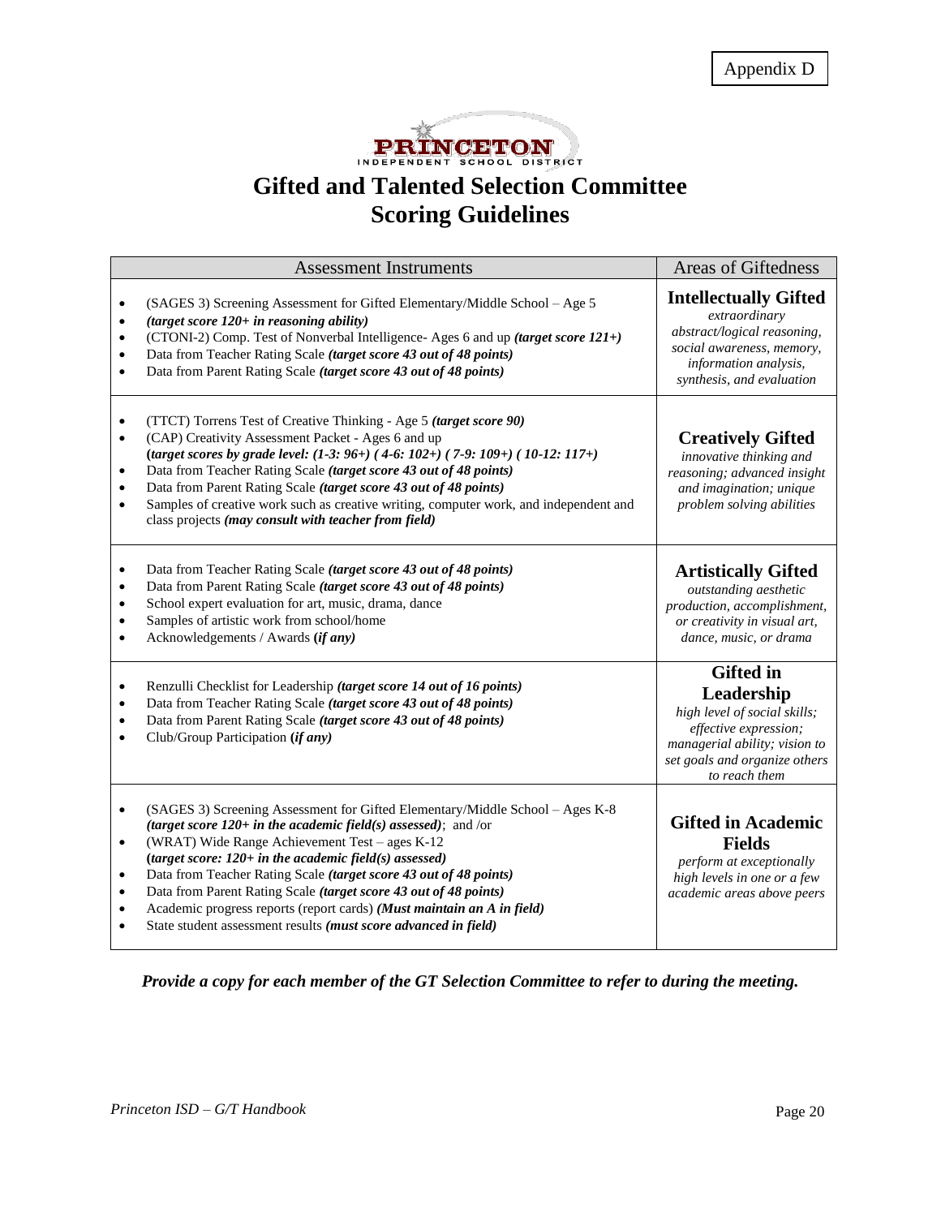Appendix D

PRINCETON INDEPENDENT SCHOOL DISTRICT

# Gifted and Talented Selection Committee Scoring Guidelines

| Assessment Instruments | Areas of Giftedness |
|---|---|
| • (SAGES 3) Screening Assessment for Gifted Elementary/Middle School – Age 5<br>• ***(target score 120+ in reasoning ability)***<br>• (CTONI-2) Comp. Test of Nonverbal Intelligence- Ages 6 and up ***(target score 121+)***<br>• Data from Teacher Rating Scale ***(target score 43 out of 48 points)***<br>• Data from Parent Rating Scale ***(target score 43 out of 48 points)*** | **Intellectually Gifted**<br>*extraordinary abstract/logical reasoning, social awareness, memory, information analysis, synthesis, and evaluation* |
| • (TTCT) Torrens Test of Creative Thinking - Age 5 ***(target score 90)***<br>• (CAP) Creativity Assessment Packet - Ages 6 and up<br>**(*target scores by grade level: (1-3: 96+) ( 4-6: 102+) ( 7-9: 109+) ( 10-12: 117+)*)**<br>• Data from Teacher Rating Scale ***(target score 43 out of 48 points)***<br>• Data from Parent Rating Scale ***(target score 43 out of 48 points)***<br>• Samples of creative work such as creative writing, computer work, and independent and class projects ***(may consult with teacher from field)*** | **Creatively Gifted**<br>*innovative thinking and reasoning; advanced insight and imagination; unique problem solving abilities* |
| • Data from Teacher Rating Scale ***(target score 43 out of 48 points)***<br>• Data from Parent Rating Scale ***(target score 43 out of 48 points)***<br>• School expert evaluation for art, music, drama, dance<br>• Samples of artistic work from school/home<br>• Acknowledgements / Awards **(*if any*)** | **Artistically Gifted**<br>*outstanding aesthetic production, accomplishment, or creativity in visual art, dance, music, or drama* |
| • Renzulli Checklist for Leadership ***(target score 14 out of 16 points)***<br>• Data from Teacher Rating Scale ***(target score 43 out of 48 points)***<br>• Data from Parent Rating Scale ***(target score 43 out of 48 points)***<br>• Club/Group Participation **(*if any*)** | **Gifted in Leadership**<br>*high level of social skills; effective expression; managerial ability; vision to set goals and organize others to reach them* |
| • (SAGES 3) Screening Assessment for Gifted Elementary/Middle School – Ages K-8 ***(target score 120+ in the academic field(s) assessed)***; and /or<br>• (WRAT) Wide Range Achievement Test – ages K-12<br>**(*target score: 120+ in the academic field(s) assessed*)**<br>• Data from Teacher Rating Scale ***(target score 43 out of 48 points)***<br>• Data from Parent Rating Scale ***(target score 43 out of 48 points)***<br>• Academic progress reports (report cards) ***(Must maintain an A in field)***<br>• State student assessment results ***(must score advanced in field)*** | **Gifted in Academic Fields**<br>*perform at exceptionally high levels in one or a few academic areas above peers* |

***Provide a copy for each member of the GT Selection Committee to refer to during the meeting.***

*Princeton ISD – G/T Handbook*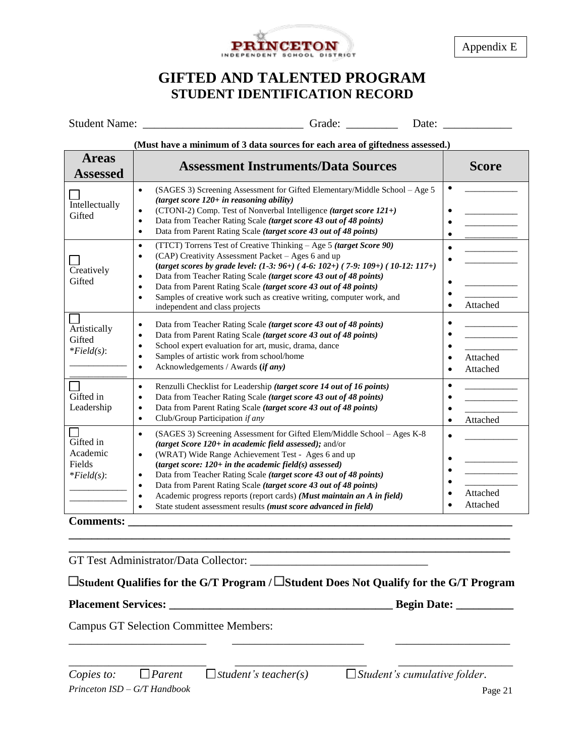Appendix E

PRINCETON INDEPENDENT SCHOOL DISTRICT

# GIFTED AND TALENTED PROGRAM
## STUDENT IDENTIFICATION RECORD

Student Name: ___________________________ Grade: _________ Date: ____________

**(Must have a minimum of 3 data sources for each area of giftedness assessed.)**

| Areas Assessed | Assessment Instruments/Data Sources | Score |
|---|---|---|
| ☐ Intellectually Gifted | • (SAGES 3) Screening Assessment for Gifted Elementary/Middle School – Age 5 ***(target score 120+ in reasoning ability)***<br>• (CTONI-2) Comp. Test of Nonverbal Intelligence ***(target score 121+)***<br>• Data from Teacher Rating Scale ***(target score 43 out of 48 points)***<br>• Data from Parent Rating Scale ***(target score 43 out of 48 points)*** | • __________<br>• __________<br>• __________<br>• __________ |
| ☐ Creatively Gifted | • (TTCT) Torrens Test of Creative Thinking – Age 5 ***(target Score 90)***<br>• (CAP) Creativity Assessment Packet – Ages 6 and up ***(target scores by grade level: (1-3: 96+) ( 4-6: 102+) ( 7-9: 109+) ( 10-12: 117+)***<br>• Data from Teacher Rating Scale ***(target score 43 out of 48 points)***<br>• Data from Parent Rating Scale ***(target score 43 out of 48 points)***<br>• Samples of creative work such as creative writing, computer work, and independent and class projects | • __________<br>• __________<br>• __________<br>• __________<br>• Attached |
| ☐ Artistically Gifted<br>**Field(s)*:<br>__________<br>__________ | • Data from Teacher Rating Scale ***(target score 43 out of 48 points)***<br>• Data from Parent Rating Scale ***(target score 43 out of 48 points)***<br>• School expert evaluation for art, music, drama, dance<br>• Samples of artistic work from school/home<br>• Acknowledgements / Awards ***(if any)*** | • __________<br>• __________<br>• __________<br>• Attached<br>• Attached |
| ☐ Gifted in Leadership | • Renzulli Checklist for Leadership ***(target score 14 out of 16 points)***<br>• Data from Teacher Rating Scale ***(target score 43 out of 48 points)***<br>• Data from Parent Rating Scale ***(target score 43 out of 48 points)***<br>• Club/Group Participation *if any* | • __________<br>• __________<br>• __________<br>• Attached |
| ☐ Gifted in Academic Fields<br>**Field(s)*:<br>__________<br>__________ | • (SAGES 3) Screening Assessment for Gifted Elem/Middle School – Ages K-8 ***(target Score 120+ in academic field assessed);*** and/or<br>• (WRAT) Wide Range Achievement Test - Ages 6 and up ***(target score: 120+ in the academic field(s) assessed)***<br>• Data from Teacher Rating Scale ***(target score 43 out of 48 points)***<br>• Data from Parent Rating Scale ***(target score 43 out of 48 points)***<br>• Academic progress reports (report cards) ***(Must maintain an A in field)***<br>• State student assessment results ***(must score advanced in field)*** | • __________<br>• __________<br>• __________<br>• __________<br>• Attached<br>• Attached |

**Comments: ________________________________________________________________**

**____________________________________________________________________________**

**____________________________________________________________________________**

GT Test Administrator/Data Collector: ______________________________

**☐Student Qualifies for the G/T Program / ☐Student Does Not Qualify for the G/T Program**

**Placement Services: _______________________________________ Begin Date: __________**

Campus GT Selection Committee Members:

________________________ ________________________ ____________________

________________________ ________________________ ____________________

*Copies to:* ☐ *Parent* ☐ *student's teacher(s)* ☐ *Student's cumulative folder.*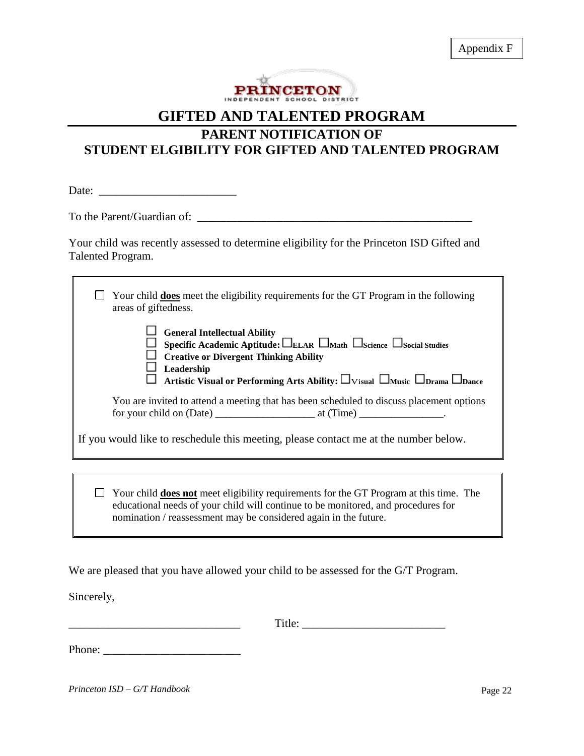Appendix F

PRINCETON INDEPENDENT SCHOOL DISTRICT

# GIFTED AND TALENTED PROGRAM

## PARENT NOTIFICATION OF STUDENT ELGIBILITY FOR GIFTED AND TALENTED PROGRAM

Date: ________________________

To the Parent/Guardian of: _________________________________________________

Your child was recently assessed to determine eligibility for the Princeton ISD Gifted and Talented Program.

☐ Your child **does** meet the eligibility requirements for the GT Program in the following areas of giftedness.

- ☐ **General Intellectual Ability**
- ☐ **Specific Academic Aptitude:** ☐**ELAR** ☐**Math** ☐**Science** ☐**Social Studies**
- ☐ **Creative or Divergent Thinking Ability**
- ☐ **Leadership**
- ☐ **Artistic Visual or Performing Arts Ability:** ☐Visual ☐**Music** ☐**Drama** ☐**Dance**

You are invited to attend a meeting that has been scheduled to discuss placement options for your child on (Date) ___________________ at (Time) ________________.

If you would like to reschedule this meeting, please contact me at the number below.

☐ Your child **does not** meet eligibility requirements for the GT Program at this time. The educational needs of your child will continue to be monitored, and procedures for nomination / reassessment may be considered again in the future.

We are pleased that you have allowed your child to be assessed for the G/T Program.

Sincerely,

______________________________ Title: _________________________

Phone: ________________________

*Princeton ISD – G/T Handbook*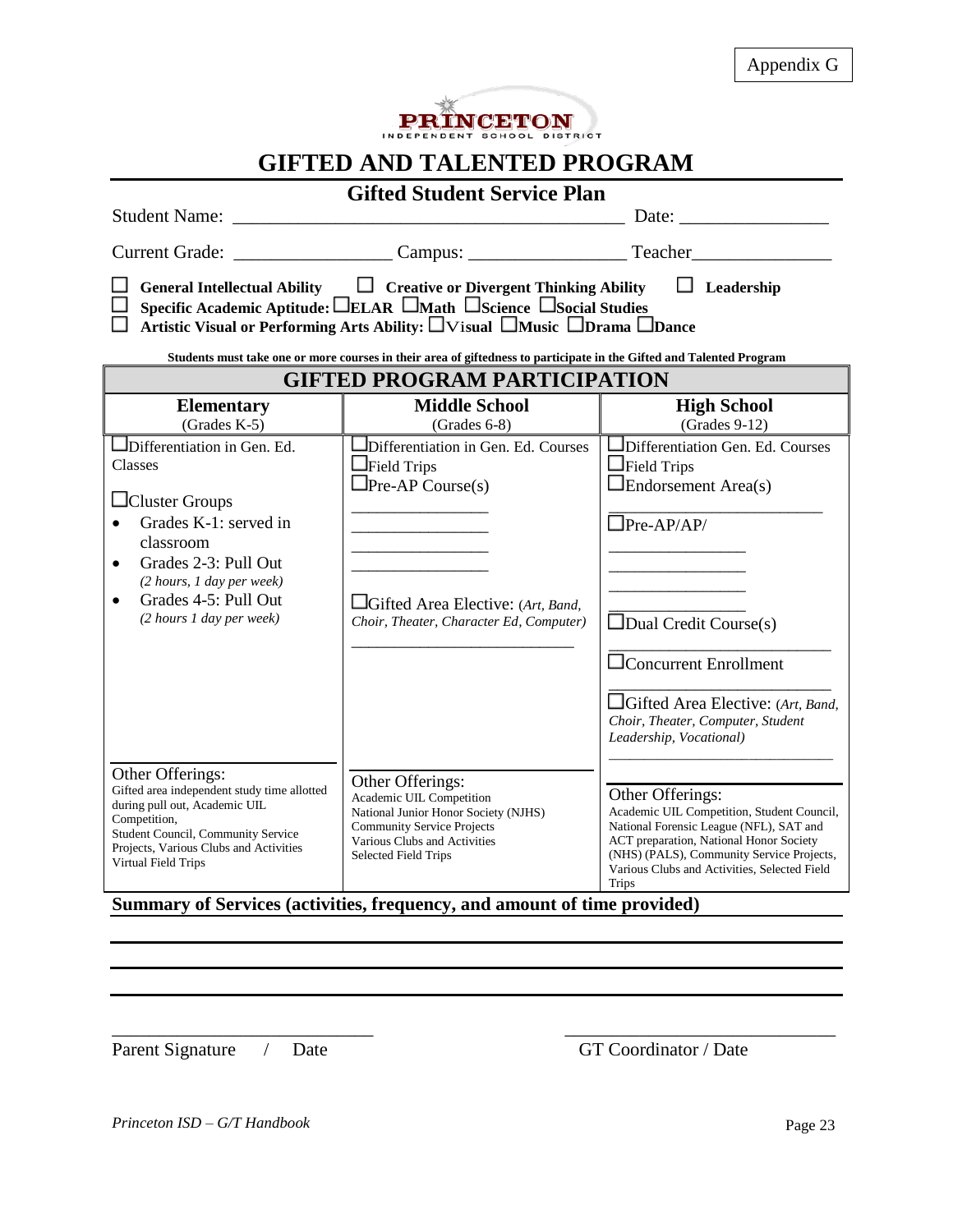Appendix G

PRINCETON
INDEPENDENT SCHOOL DISTRICT

# GIFTED AND TALENTED PROGRAM

## Gifted Student Service Plan

Student Name: ___________________________________________ Date: ________________

Current Grade: _________________ Campus: _________________ Teacher_______________

☐ **General Intellectual Ability** ☐ **Creative or Divergent Thinking Ability** ☐ **Leadership**
☐ **Specific Academic Aptitude:** ☐**ELAR** ☐**Math** ☐**Science** ☐**Social Studies**
☐ **Artistic Visual or Performing Arts Ability:** ☐Visual ☐**Music** ☐**Drama** ☐**Dance**

**Students must take one or more courses in their area of giftedness to participate in the Gifted and Talented Program**

| GIFTED PROGRAM PARTICIPATION | | |
|---|---|---|
| **Elementary** (Grades K-5) | **Middle School** (Grades 6-8) | **High School** (Grades 9-12) |
| ☐Differentiation in Gen. Ed. Classes<br><br>☐Cluster Groups<br>• Grades K-1: served in classroom<br>• Grades 2-3: Pull Out *(2 hours, 1 day per week)*<br>• Grades 4-5: Pull Out *(2 hours 1 day per week)* | ☐Differentiation in Gen. Ed. Courses<br>☐Field Trips<br>☐Pre-AP Course(s)<br>________________<br>________________<br>________________<br>________________<br><br>☐Gifted Area Elective: *(Art, Band, Choir, Theater, Character Ed, Computer)*<br>____________________________ | ☐Differentiation Gen. Ed. Courses<br>☐Field Trips<br>☐Endorsement Area(s)<br>________________________<br>☐Pre-AP/AP/<br>________________<br>________________<br>________________<br>________________<br>☐Dual Credit Course(s)<br>____________________________<br>☐Concurrent Enrollment<br>____________________________<br>☐Gifted Area Elective: *(Art, Band, Choir, Theater, Computer, Student Leadership, Vocational)*<br>____________________________ |
| Other Offerings:<br>Gifted area independent study time allotted during pull out, Academic UIL Competition, Student Council, Community Service Projects, Various Clubs and Activities Virtual Field Trips | Other Offerings:<br>Academic UIL Competition<br>National Junior Honor Society (NJHS)<br>Community Service Projects<br>Various Clubs and Activities<br>Selected Field Trips | Other Offerings:<br>Academic UIL Competition, Student Council, National Forensic League (NFL), SAT and ACT preparation, National Honor Society (NHS) (PALS), Community Service Projects, Various Clubs and Activities, Selected Field Trips |

**Summary of Services (activities, frequency, and amount of time provided)**

_______________________________________________________________________________

_______________________________________________________________________________

_______________________________________________________________________________

_____________________________ _____________________________
Parent Signature / Date GT Coordinator / Date

*Princeton ISD – G/T Handbook*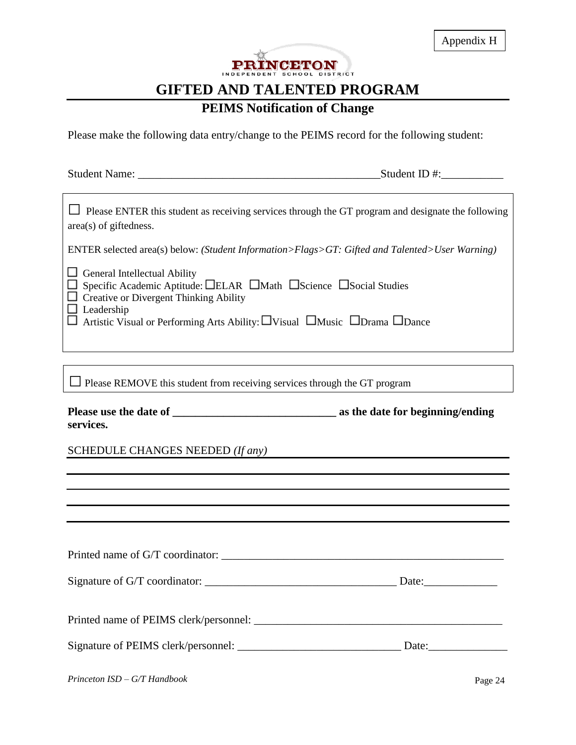Appendix H

PRINCETON
INDEPENDENT SCHOOL DISTRICT

# GIFTED AND TALENTED PROGRAM

## PEIMS Notification of Change

Please make the following data entry/change to the PEIMS record for the following student:

Student Name: ___________________________________________Student ID #:___________

☐ Please ENTER this student as receiving services through the GT program and designate the following area(s) of giftedness.

ENTER selected area(s) below: *(Student Information>Flags>GT: Gifted and Talented>User Warning)*

☐ General Intellectual Ability
☐ Specific Academic Aptitude: ☐ELAR ☐Math ☐Science ☐Social Studies
☐ Creative or Divergent Thinking Ability
☐ Leadership
☐ Artistic Visual or Performing Arts Ability: ☐Visual ☐Music ☐Drama ☐Dance

☐ Please REMOVE this student from receiving services through the GT program

**Please use the date of ____________________________ as the date for beginning/ending services.**

SCHEDULE CHANGES NEEDED *(If any)*

_______________________________________________________________________________

_______________________________________________________________________________

_______________________________________________________________________________

_______________________________________________________________________________

Printed name of G/T coordinator: ___________________________________________________

Signature of G/T coordinator: __________________________________ Date:_____________

Printed name of PEIMS clerk/personnel: _____________________________________________

Signature of PEIMS clerk/personnel: ____________________________ Date:______________

*Princeton ISD – G/T Handbook*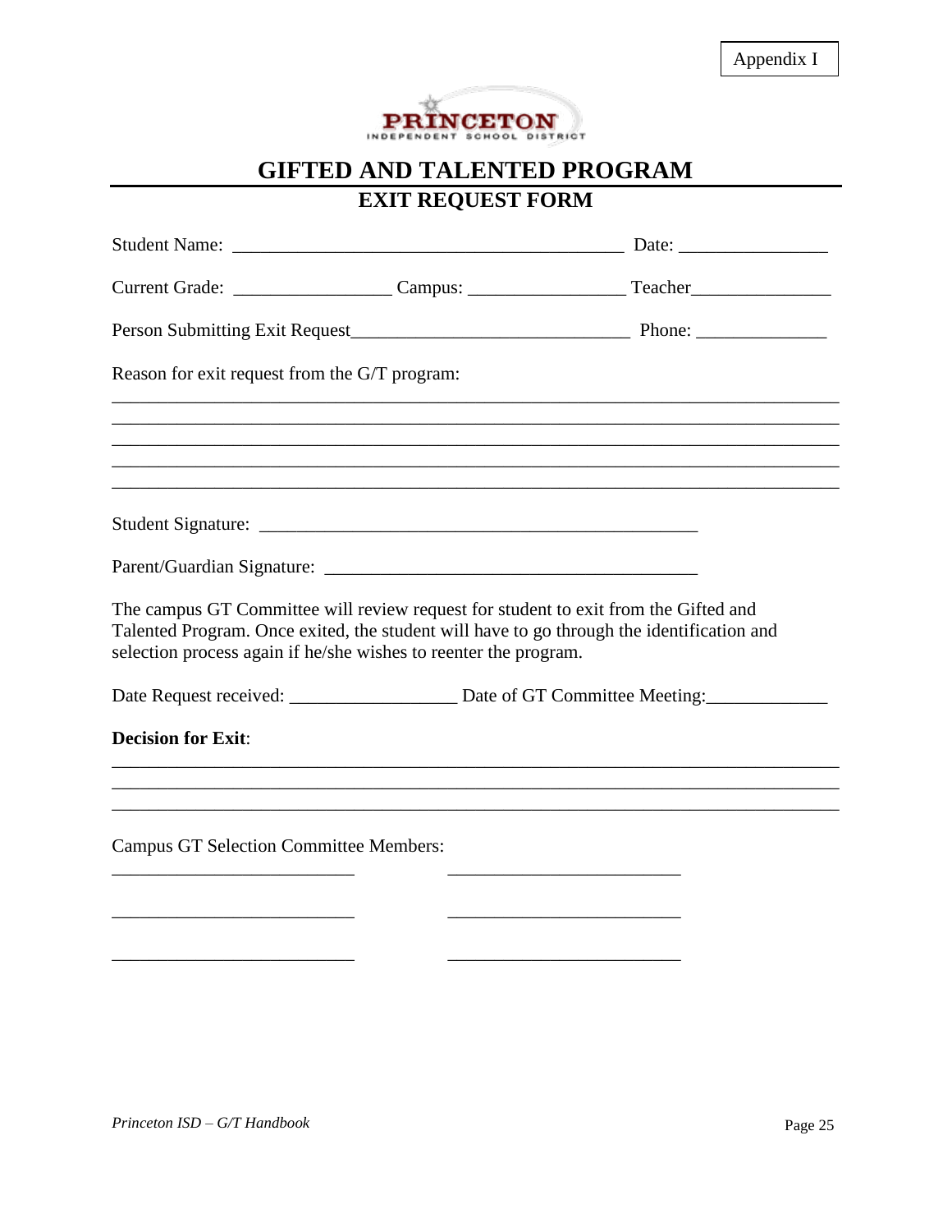Appendix I

PRINCETON INDEPENDENT SCHOOL DISTRICT

# GIFTED AND TALENTED PROGRAM

## EXIT REQUEST FORM

Student Name: ___________________________________________ Date: ________________

Current Grade: _________________ Campus: _________________ Teacher_______________

Person Submitting Exit Request______________________________ Phone: ______________

Reason for exit request from the G/T program:

_______________________________________________________________________________

_______________________________________________________________________________

_______________________________________________________________________________

_______________________________________________________________________________

_______________________________________________________________________________

Student Signature: _________________________________________________

Parent/Guardian Signature: _________________________________________

The campus GT Committee will review request for student to exit from the Gifted and Talented Program. Once exited, the student will have to go through the identification and selection process again if he/she wishes to reenter the program.

Date Request received: __________________ Date of GT Committee Meeting:_____________

**Decision for Exit**:

_______________________________________________________________________________

_______________________________________________________________________________

_______________________________________________________________________________

Campus GT Selection Committee Members:

___________________________ ___________________________

___________________________ ___________________________

___________________________ ___________________________

*Princeton ISD – G/T Handbook*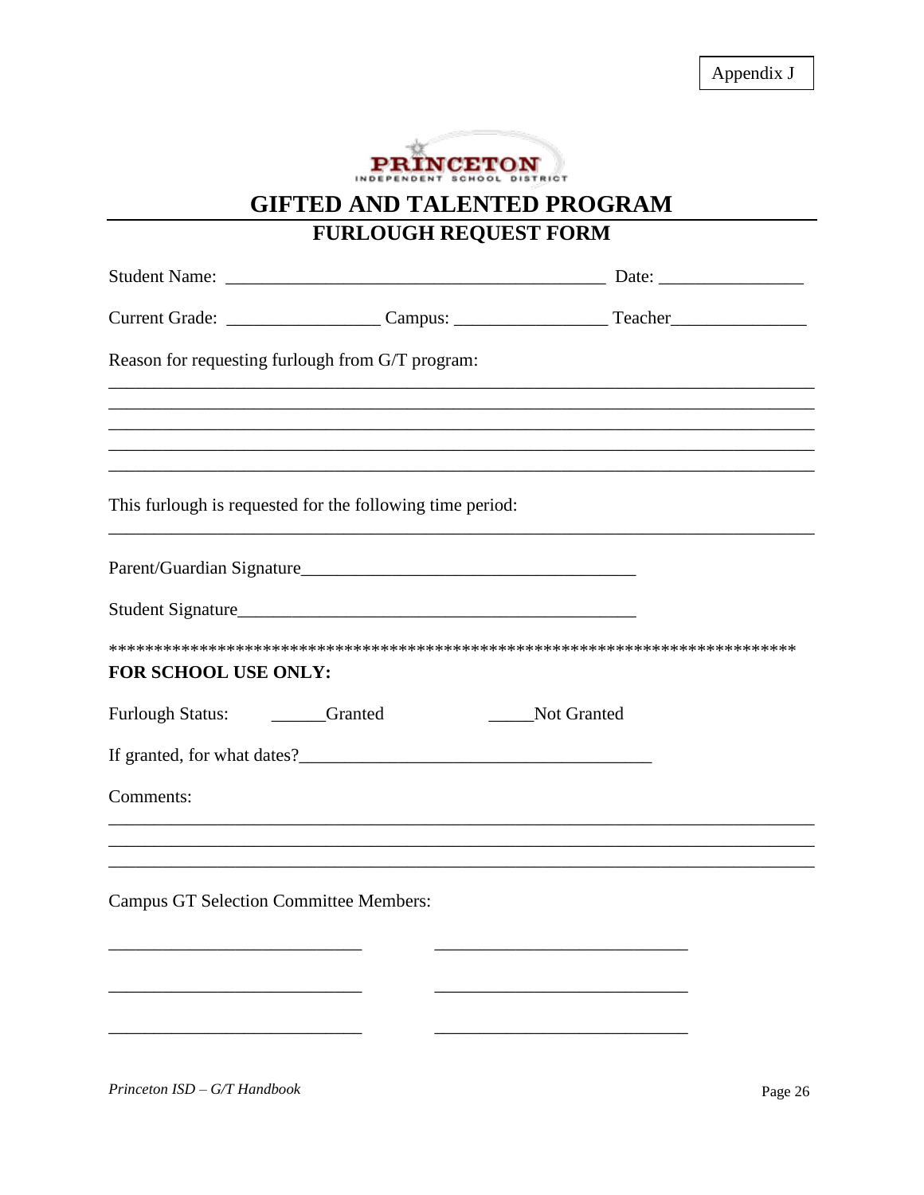Appendix J

PRINCETON
INDEPENDENT SCHOOL DISTRICT

# GIFTED AND TALENTED PROGRAM

## FURLOUGH REQUEST FORM

Student Name: ___________________________________________ Date: ________________

Current Grade: _________________ Campus: _________________ Teacher_______________

Reason for requesting furlough from G/T program:

________________________________________________________________________________

________________________________________________________________________________

________________________________________________________________________________

________________________________________________________________________________

________________________________________________________________________________

This furlough is requested for the following time period:

________________________________________________________________________________

Parent/Guardian Signature_____________________________________

Student Signature_____________________________________________

******************************************************************************

**FOR SCHOOL USE ONLY:**

Furlough Status: ______Granted _____Not Granted

If granted, for what dates?_______________________________________

Comments:

________________________________________________________________________________

________________________________________________________________________________

________________________________________________________________________________

Campus GT Selection Committee Members:

_____________________________ _____________________________

_____________________________ _____________________________

_____________________________ _____________________________

*Princeton ISD – G/T Handbook*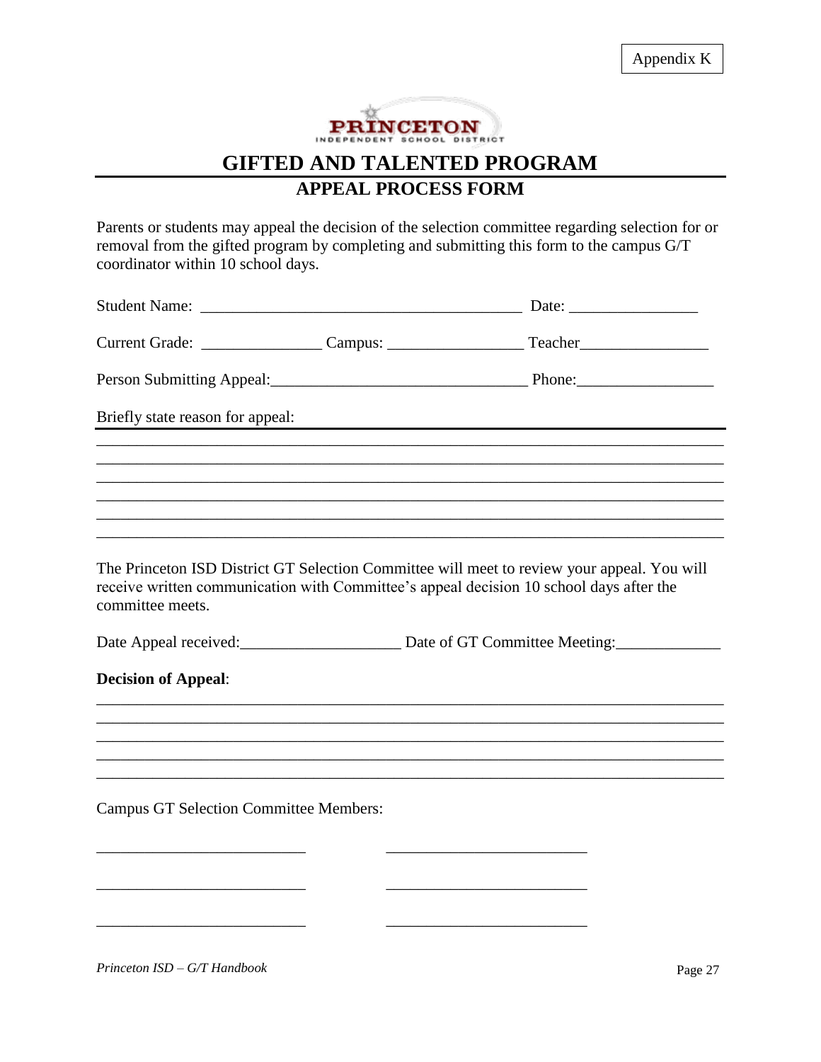Appendix K

PRINCETON INDEPENDENT SCHOOL DISTRICT

# GIFTED AND TALENTED PROGRAM

## APPEAL PROCESS FORM

Parents or students may appeal the decision of the selection committee regarding selection for or removal from the gifted program by completing and submitting this form to the campus G/T coordinator within 10 school days.

Student Name: ________________________________________ Date: ________________

Current Grade: _______________ Campus: _________________ Teacher________________

Person Submitting Appeal:_______________________________ Phone:_________________

Briefly state reason for appeal:

_____________________________________________________________________________

_____________________________________________________________________________

_____________________________________________________________________________

_____________________________________________________________________________

_____________________________________________________________________________

_____________________________________________________________________________

The Princeton ISD District GT Selection Committee will meet to review your appeal. You will receive written communication with Committee's appeal decision 10 school days after the committee meets.

Date Appeal received:____________________ Date of GT Committee Meeting:_____________

**Decision of Appeal**:

_____________________________________________________________________________

_____________________________________________________________________________

_____________________________________________________________________________

_____________________________________________________________________________

_____________________________________________________________________________

Campus GT Selection Committee Members:

__________________________ __________________________

__________________________ __________________________

__________________________ __________________________

*Princeton ISD – G/T Handbook*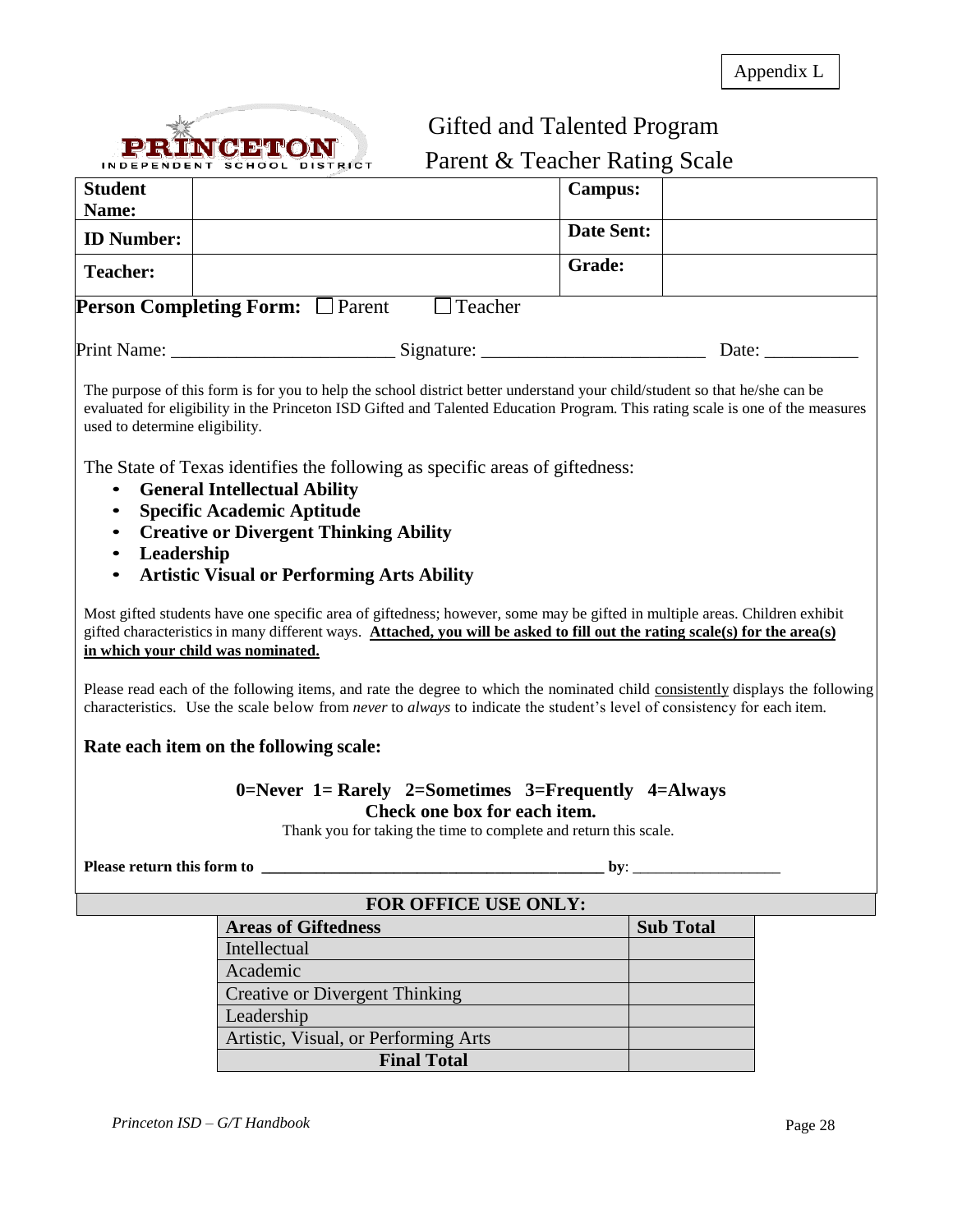Appendix L

PRINCETON INDEPENDENT SCHOOL DISTRICT

# Gifted and Talented Program
## Parent & Teacher Rating Scale

| **Student Name:** | | **Campus:** | |
|---|---|---|---|
| **ID Number:** | | **Date Sent:** | |
| **Teacher:** | | **Grade:** | |

**Person Completing Form:** ☐ Parent ☐ Teacher

Print Name: ________________________ Signature: ________________________ Date: __________

The purpose of this form is for you to help the school district better understand your child/student so that he/she can be evaluated for eligibility in the Princeton ISD Gifted and Talented Education Program. This rating scale is one of the measures used to determine eligibility.

The State of Texas identifies the following as specific areas of giftedness:

- **General Intellectual Ability**
- **Specific Academic Aptitude**
- **Creative or Divergent Thinking Ability**
- **Leadership**
- **Artistic Visual or Performing Arts Ability**

Most gifted students have one specific area of giftedness; however, some may be gifted in multiple areas. Children exhibit gifted characteristics in many different ways. **Attached, you will be asked to fill out the rating scale(s) for the area(s) in which your child was nominated.**

Please read each of the following items, and rate the degree to which the nominated child consistently displays the following characteristics. Use the scale below from *never* to *always* to indicate the student's level of consistency for each item.

**Rate each item on the following scale:**

**0=Never 1= Rarely 2=Sometimes 3=Frequently 4=Always**
**Check one box for each item.**

Thank you for taking the time to complete and return this scale.

**Please return this form to ____________________________________________ by**: ___________________

**FOR OFFICE USE ONLY:**

| **Areas of Giftedness** | **Sub Total** |
|---|---|
| Intellectual | |
| Academic | |
| Creative or Divergent Thinking | |
| Leadership | |
| Artistic, Visual, or Performing Arts | |
| **Final Total** | |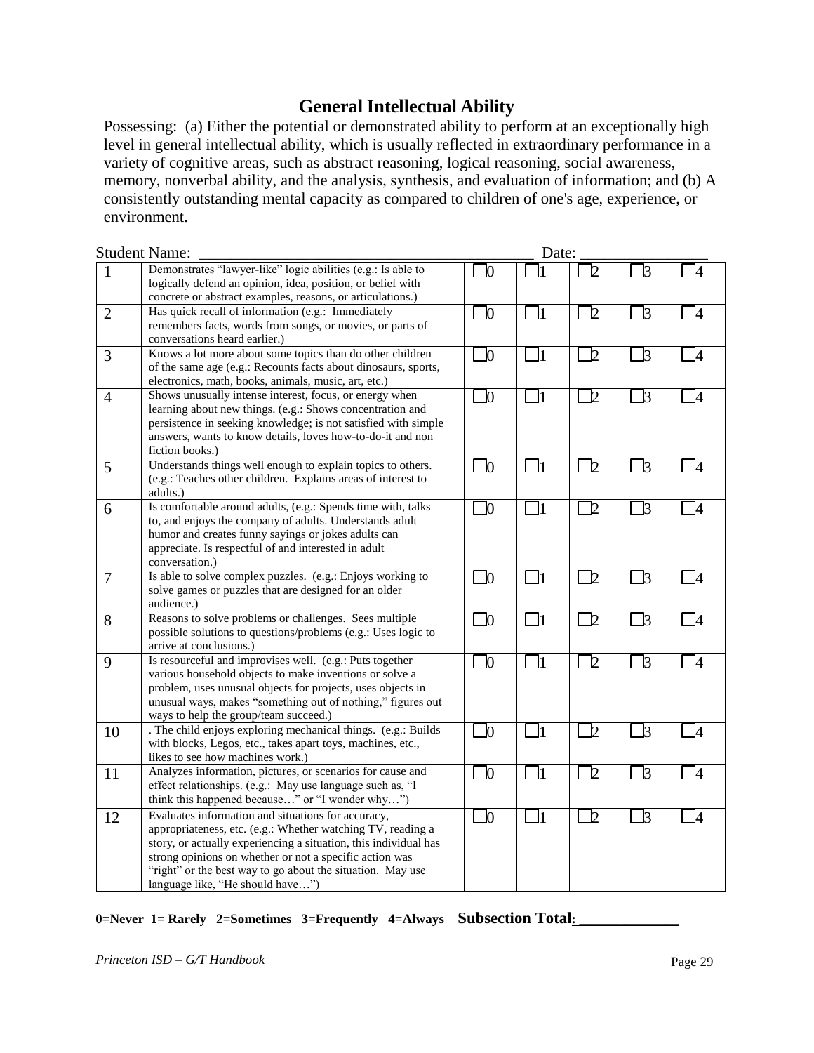# General Intellectual Ability

Possessing: (a) Either the potential or demonstrated ability to perform at an exceptionally high level in general intellectual ability, which is usually reflected in extraordinary performance in a variety of cognitive areas, such as abstract reasoning, logical reasoning, social awareness, memory, nonverbal ability, and the analysis, synthesis, and evaluation of information; and (b) A consistently outstanding mental capacity as compared to children of one's age, experience, or environment.

Student Name: \_\_\_\_\_\_\_\_\_\_\_\_\_\_\_\_\_\_\_\_\_\_\_\_\_\_\_\_\_\_\_\_\_\_\_\_\_\_\_\_\_\_\_\_ Date: \_\_\_\_\_\_\_\_\_\_\_\_\_\_\_\_

| | | | | | | |
|---|---|---|---|---|---|---|
| 1 | Demonstrates "lawyer-like" logic abilities (e.g.: Is able to logically defend an opinion, idea, position, or belief with concrete or abstract examples, reasons, or articulations.) | ☐0 | ☐1 | ☐2 | ☐3 | ☐4 |
| 2 | Has quick recall of information (e.g.: Immediately remembers facts, words from songs, or movies, or parts of conversations heard earlier.) | ☐0 | ☐1 | ☐2 | ☐3 | ☐4 |
| 3 | Knows a lot more about some topics than do other children of the same age (e.g.: Recounts facts about dinosaurs, sports, electronics, math, books, animals, music, art, etc.) | ☐0 | ☐1 | ☐2 | ☐3 | ☐4 |
| 4 | Shows unusually intense interest, focus, or energy when learning about new things. (e.g.: Shows concentration and persistence in seeking knowledge; is not satisfied with simple answers, wants to know details, loves how-to-do-it and non fiction books.) | ☐0 | ☐1 | ☐2 | ☐3 | ☐4 |
| 5 | Understands things well enough to explain topics to others. (e.g.: Teaches other children. Explains areas of interest to adults.) | ☐0 | ☐1 | ☐2 | ☐3 | ☐4 |
| 6 | Is comfortable around adults, (e.g.: Spends time with, talks to, and enjoys the company of adults. Understands adult humor and creates funny sayings or jokes adults can appreciate. Is respectful of and interested in adult conversation.) | ☐0 | ☐1 | ☐2 | ☐3 | ☐4 |
| 7 | Is able to solve complex puzzles. (e.g.: Enjoys working to solve games or puzzles that are designed for an older audience.) | ☐0 | ☐1 | ☐2 | ☐3 | ☐4 |
| 8 | Reasons to solve problems or challenges. Sees multiple possible solutions to questions/problems (e.g.: Uses logic to arrive at conclusions.) | ☐0 | ☐1 | ☐2 | ☐3 | ☐4 |
| 9 | Is resourceful and improvises well. (e.g.: Puts together various household objects to make inventions or solve a problem, uses unusual objects for projects, uses objects in unusual ways, makes "something out of nothing," figures out ways to help the group/team succeed.) | ☐0 | ☐1 | ☐2 | ☐3 | ☐4 |
| 10 | . The child enjoys exploring mechanical things. (e.g.: Builds with blocks, Legos, etc., takes apart toys, machines, etc., likes to see how machines work.) | ☐0 | ☐1 | ☐2 | ☐3 | ☐4 |
| 11 | Analyzes information, pictures, or scenarios for cause and effect relationships. (e.g.: May use language such as, "I think this happened because…" or "I wonder why…") | ☐0 | ☐1 | ☐2 | ☐3 | ☐4 |
| 12 | Evaluates information and situations for accuracy, appropriateness, etc. (e.g.: Whether watching TV, reading a story, or actually experiencing a situation, this individual has strong opinions on whether or not a specific action was "right" or the best way to go about the situation. May use language like, "He should have…") | ☐0 | ☐1 | ☐2 | ☐3 | ☐4 |

**0=Never 1= Rarely 2=Sometimes 3=Frequently 4=Always Subsection Total: \_\_\_\_\_\_\_\_\_\_\_\_\_**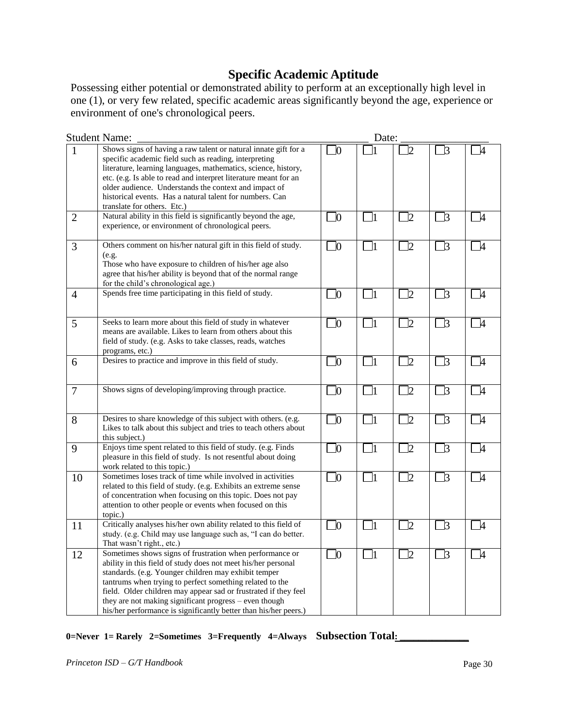# Specific Academic Aptitude

Possessing either potential or demonstrated ability to perform at an exceptionally high level in one (1), or very few related, specific academic areas significantly beyond the age, experience or environment of one's chronological peers.

Student Name: ___________________________________________ Date: ________________

| | | | | | | |
|---|---|---|---|---|---|---|
| 1 | Shows signs of having a raw talent or natural innate gift for a specific academic field such as reading, interpreting literature, learning languages, mathematics, science, history, etc. (e.g. Is able to read and interpret literature meant for an older audience. Understands the context and impact of historical events. Has a natural talent for numbers. Can translate for others. Etc.) | ☐0 | ☐1 | ☐2 | ☐3 | ☐4 |
| 2 | Natural ability in this field is significantly beyond the age, experience, or environment of chronological peers. | ☐0 | ☐1 | ☐2 | ☐3 | ☐4 |
| 3 | Others comment on his/her natural gift in this field of study. (e.g. Those who have exposure to children of his/her age also agree that his/her ability is beyond that of the normal range for the child's chronological age.) | ☐0 | ☐1 | ☐2 | ☐3 | ☐4 |
| 4 | Spends free time participating in this field of study. | ☐0 | ☐1 | ☐2 | ☐3 | ☐4 |
| 5 | Seeks to learn more about this field of study in whatever means are available. Likes to learn from others about this field of study. (e.g. Asks to take classes, reads, watches programs, etc.) | ☐0 | ☐1 | ☐2 | ☐3 | ☐4 |
| 6 | Desires to practice and improve in this field of study. | ☐0 | ☐1 | ☐2 | ☐3 | ☐4 |
| 7 | Shows signs of developing/improving through practice. | ☐0 | ☐1 | ☐2 | ☐3 | ☐4 |
| 8 | Desires to share knowledge of this subject with others. (e.g. Likes to talk about this subject and tries to teach others about this subject.) | ☐0 | ☐1 | ☐2 | ☐3 | ☐4 |
| 9 | Enjoys time spent related to this field of study. (e.g. Finds pleasure in this field of study. Is not resentful about doing work related to this topic.) | ☐0 | ☐1 | ☐2 | ☐3 | ☐4 |
| 10 | Sometimes loses track of time while involved in activities related to this field of study. (e.g. Exhibits an extreme sense of concentration when focusing on this topic. Does not pay attention to other people or events when focused on this topic.) | ☐0 | ☐1 | ☐2 | ☐3 | ☐4 |
| 11 | Critically analyses his/her own ability related to this field of study. (e.g. Child may use language such as, "I can do better. That wasn't right., etc.) | ☐0 | ☐1 | ☐2 | ☐3 | ☐4 |
| 12 | Sometimes shows signs of frustration when performance or ability in this field of study does not meet his/her personal standards. (e.g. Younger children may exhibit temper tantrums when trying to perfect something related to the field. Older children may appear sad or frustrated if they feel they are not making significant progress – even though his/her performance is significantly better than his/her peers.) | ☐0 | ☐1 | ☐2 | ☐3 | ☐4 |

**0=Never 1= Rarely 2=Sometimes 3=Frequently 4=Always Subsection Total: _____________**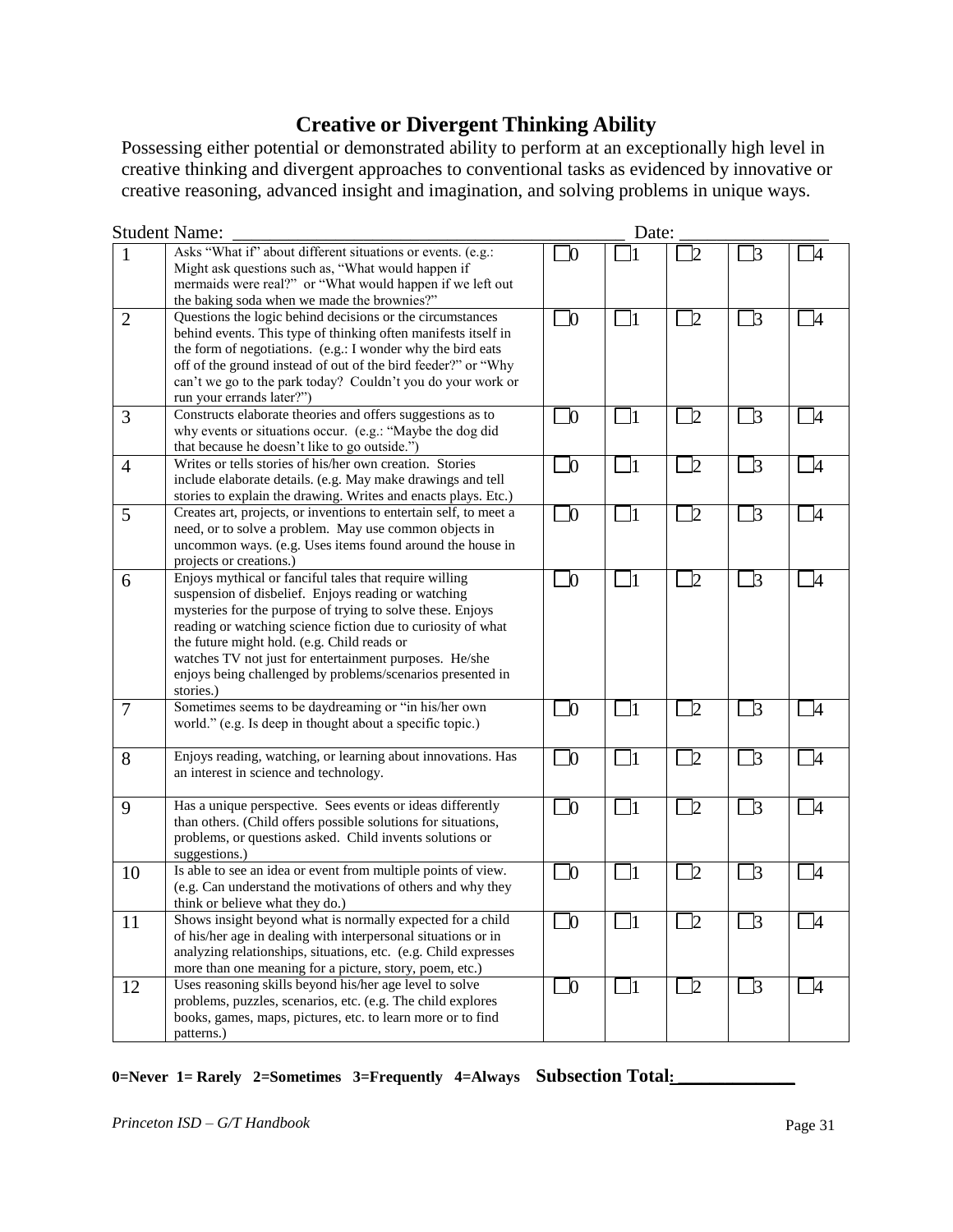# Creative or Divergent Thinking Ability

Possessing either potential or demonstrated ability to perform at an exceptionally high level in creative thinking and divergent approaches to conventional tasks as evidenced by innovative or creative reasoning, advanced insight and imagination, and solving problems in unique ways.

Student Name: ___________________________________________ Date: ________________

| # | Item | | | | | |
|---|---|---|---|---|---|---|
| 1 | Asks "What if" about different situations or events. (e.g.: Might ask questions such as, "What would happen if mermaids were real?" or "What would happen if we left out the baking soda when we made the brownies?" | ☐0 | ☐1 | ☐2 | ☐3 | ☐4 |
| 2 | Questions the logic behind decisions or the circumstances behind events. This type of thinking often manifests itself in the form of negotiations. (e.g.: I wonder why the bird eats off of the ground instead of out of the bird feeder?" or "Why can't we go to the park today? Couldn't you do your work or run your errands later?") | ☐0 | ☐1 | ☐2 | ☐3 | ☐4 |
| 3 | Constructs elaborate theories and offers suggestions as to why events or situations occur. (e.g.: "Maybe the dog did that because he doesn't like to go outside.") | ☐0 | ☐1 | ☐2 | ☐3 | ☐4 |
| 4 | Writes or tells stories of his/her own creation. Stories include elaborate details. (e.g. May make drawings and tell stories to explain the drawing. Writes and enacts plays. Etc.) | ☐0 | ☐1 | ☐2 | ☐3 | ☐4 |
| 5 | Creates art, projects, or inventions to entertain self, to meet a need, or to solve a problem. May use common objects in uncommon ways. (e.g. Uses items found around the house in projects or creations.) | ☐0 | ☐1 | ☐2 | ☐3 | ☐4 |
| 6 | Enjoys mythical or fanciful tales that require willing suspension of disbelief. Enjoys reading or watching mysteries for the purpose of trying to solve these. Enjoys reading or watching science fiction due to curiosity of what the future might hold. (e.g. Child reads or watches TV not just for entertainment purposes. He/she enjoys being challenged by problems/scenarios presented in stories.) | ☐0 | ☐1 | ☐2 | ☐3 | ☐4 |
| 7 | Sometimes seems to be daydreaming or "in his/her own world." (e.g. Is deep in thought about a specific topic.) | ☐0 | ☐1 | ☐2 | ☐3 | ☐4 |
| 8 | Enjoys reading, watching, or learning about innovations. Has an interest in science and technology. | ☐0 | ☐1 | ☐2 | ☐3 | ☐4 |
| 9 | Has a unique perspective. Sees events or ideas differently than others. (Child offers possible solutions for situations, problems, or questions asked. Child invents solutions or suggestions.) | ☐0 | ☐1 | ☐2 | ☐3 | ☐4 |
| 10 | Is able to see an idea or event from multiple points of view. (e.g. Can understand the motivations of others and why they think or believe what they do.) | ☐0 | ☐1 | ☐2 | ☐3 | ☐4 |
| 11 | Shows insight beyond what is normally expected for a child of his/her age in dealing with interpersonal situations or in analyzing relationships, situations, etc. (e.g. Child expresses more than one meaning for a picture, story, poem, etc.) | ☐0 | ☐1 | ☐2 | ☐3 | ☐4 |
| 12 | Uses reasoning skills beyond his/her age level to solve problems, puzzles, scenarios, etc. (e.g. The child explores books, games, maps, pictures, etc. to learn more or to find patterns.) | ☐0 | ☐1 | ☐2 | ☐3 | ☐4 |

**0=Never 1= Rarely 2=Sometimes 3=Frequently 4=Always Subsection Total:_____________**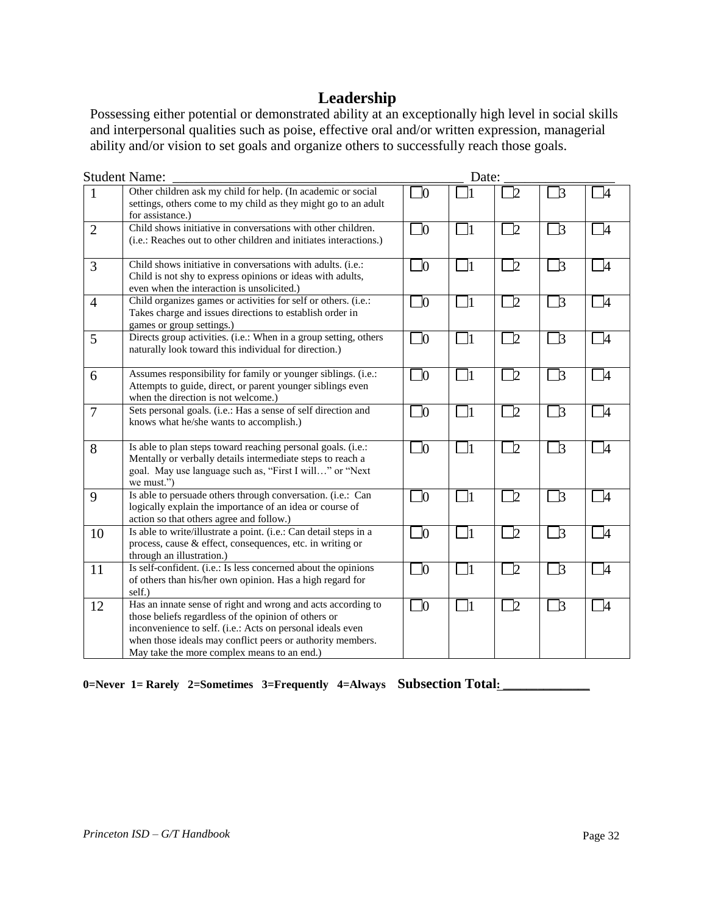# Leadership

Possessing either potential or demonstrated ability at an exceptionally high level in social skills and interpersonal qualities such as poise, effective oral and/or written expression, managerial ability and/or vision to set goals and organize others to successfully reach those goals.

Student Name: ____________________________________________ Date: ________________

| # | Item | | | | | |
|---|---|---|---|---|---|---|
| 1 | Other children ask my child for help. (In academic or social settings, others come to my child as they might go to an adult for assistance.) | ☐0 | ☐1 | ☐2 | ☐3 | ☐4 |
| 2 | Child shows initiative in conversations with other children. (i.e.: Reaches out to other children and initiates interactions.) | ☐0 | ☐1 | ☐2 | ☐3 | ☐4 |
| 3 | Child shows initiative in conversations with adults. (i.e.: Child is not shy to express opinions or ideas with adults, even when the interaction is unsolicited.) | ☐0 | ☐1 | ☐2 | ☐3 | ☐4 |
| 4 | Child organizes games or activities for self or others. (i.e.: Takes charge and issues directions to establish order in games or group settings.) | ☐0 | ☐1 | ☐2 | ☐3 | ☐4 |
| 5 | Directs group activities. (i.e.: When in a group setting, others naturally look toward this individual for direction.) | ☐0 | ☐1 | ☐2 | ☐3 | ☐4 |
| 6 | Assumes responsibility for family or younger siblings. (i.e.: Attempts to guide, direct, or parent younger siblings even when the direction is not welcome.) | ☐0 | ☐1 | ☐2 | ☐3 | ☐4 |
| 7 | Sets personal goals. (i.e.: Has a sense of self direction and knows what he/she wants to accomplish.) | ☐0 | ☐1 | ☐2 | ☐3 | ☐4 |
| 8 | Is able to plan steps toward reaching personal goals. (i.e.: Mentally or verbally details intermediate steps to reach a goal. May use language such as, "First I will…" or "Next we must.") | ☐0 | ☐1 | ☐2 | ☐3 | ☐4 |
| 9 | Is able to persuade others through conversation. (i.e.: Can logically explain the importance of an idea or course of action so that others agree and follow.) | ☐0 | ☐1 | ☐2 | ☐3 | ☐4 |
| 10 | Is able to write/illustrate a point. (i.e.: Can detail steps in a process, cause & effect, consequences, etc. in writing or through an illustration.) | ☐0 | ☐1 | ☐2 | ☐3 | ☐4 |
| 11 | Is self-confident. (i.e.: Is less concerned about the opinions of others than his/her own opinion. Has a high regard for self.) | ☐0 | ☐1 | ☐2 | ☐3 | ☐4 |
| 12 | Has an innate sense of right and wrong and acts according to those beliefs regardless of the opinion of others or inconvenience to self. (i.e.: Acts on personal ideals even when those ideals may conflict peers or authority members. May take the more complex means to an end.) | ☐0 | ☐1 | ☐2 | ☐3 | ☐4 |

**0=Never 1= Rarely 2=Sometimes 3=Frequently 4=Always Subsection Total: _____________**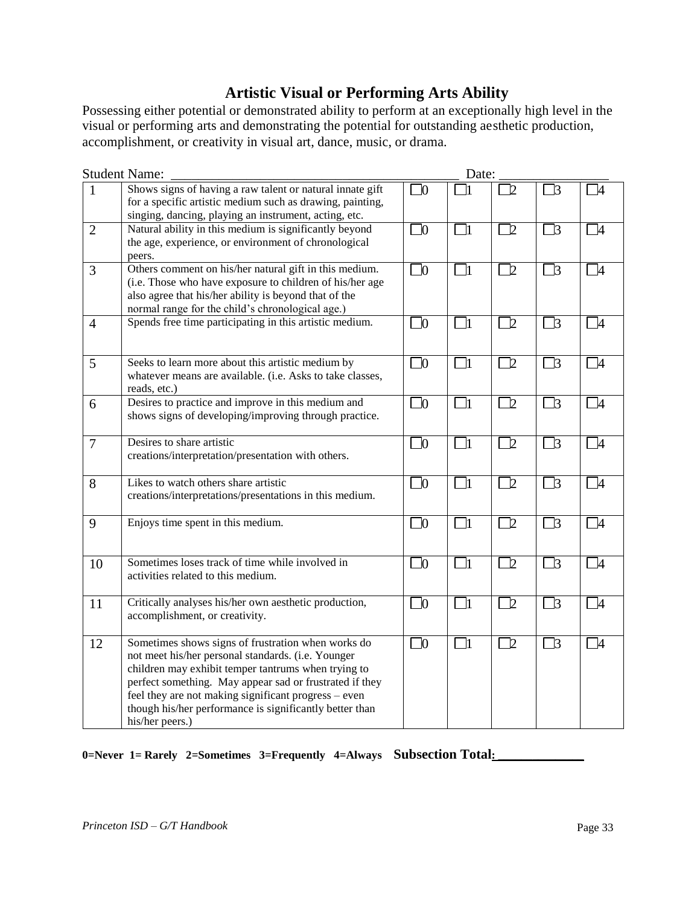## Artistic Visual or Performing Arts Ability

Possessing either potential or demonstrated ability to perform at an exceptionally high level in the visual or performing arts and demonstrating the potential for outstanding aesthetic production, accomplishment, or creativity in visual art, dance, music, or drama.

Student Name: ___________________________________________ Date: ________________

| | | | | | | |
|---|---|---|---|---|---|---|
| 1 | Shows signs of having a raw talent or natural innate gift for a specific artistic medium such as drawing, painting, singing, dancing, playing an instrument, acting, etc. | ☐0 | ☐1 | ☐2 | ☐3 | ☐4 |
| 2 | Natural ability in this medium is significantly beyond the age, experience, or environment of chronological peers. | ☐0 | ☐1 | ☐2 | ☐3 | ☐4 |
| 3 | Others comment on his/her natural gift in this medium. (i.e. Those who have exposure to children of his/her age also agree that his/her ability is beyond that of the normal range for the child's chronological age.) | ☐0 | ☐1 | ☐2 | ☐3 | ☐4 |
| 4 | Spends free time participating in this artistic medium. | ☐0 | ☐1 | ☐2 | ☐3 | ☐4 |
| 5 | Seeks to learn more about this artistic medium by whatever means are available. (i.e. Asks to take classes, reads, etc.) | ☐0 | ☐1 | ☐2 | ☐3 | ☐4 |
| 6 | Desires to practice and improve in this medium and shows signs of developing/improving through practice. | ☐0 | ☐1 | ☐2 | ☐3 | ☐4 |
| 7 | Desires to share artistic creations/interpretation/presentation with others. | ☐0 | ☐1 | ☐2 | ☐3 | ☐4 |
| 8 | Likes to watch others share artistic creations/interpretations/presentations in this medium. | ☐0 | ☐1 | ☐2 | ☐3 | ☐4 |
| 9 | Enjoys time spent in this medium. | ☐0 | ☐1 | ☐2 | ☐3 | ☐4 |
| 10 | Sometimes loses track of time while involved in activities related to this medium. | ☐0 | ☐1 | ☐2 | ☐3 | ☐4 |
| 11 | Critically analyses his/her own aesthetic production, accomplishment, or creativity. | ☐0 | ☐1 | ☐2 | ☐3 | ☐4 |
| 12 | Sometimes shows signs of frustration when works do not meet his/her personal standards. (i.e. Younger children may exhibit temper tantrums when trying to perfect something. May appear sad or frustrated if they feel they are not making significant progress – even though his/her performance is significantly better than his/her peers.) | ☐0 | ☐1 | ☐2 | ☐3 | ☐4 |

**0=Never 1= Rarely 2=Sometimes 3=Frequently 4=Always** **Subsection Total: _____________**

*Princeton ISD – G/T Handbook*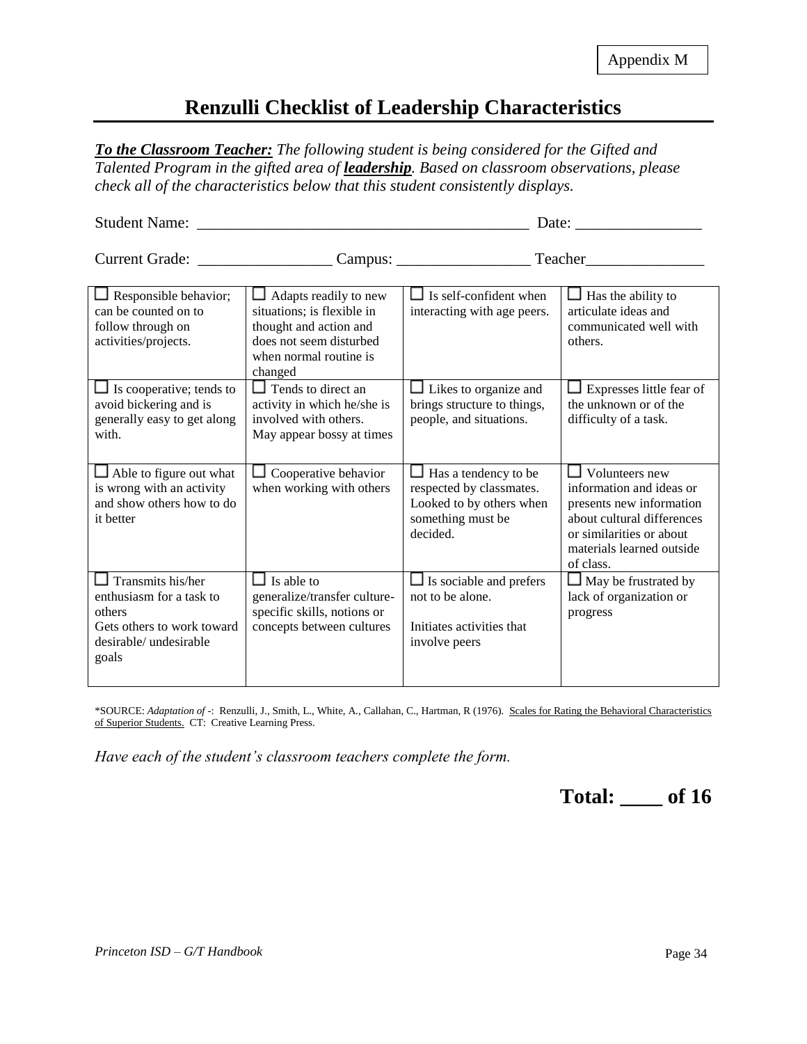Appendix M

# Renzulli Checklist of Leadership Characteristics

***To the Classroom Teacher:*** *The following student is being considered for the Gifted and Talented Program in the gifted area of* ***leadership****. Based on classroom observations, please check all of the characteristics below that this student consistently displays.*

Student Name: ________________________________________ Date: _______________

Current Grade: ________________ Campus: ________________ Teacher______________

| | | | |
|---|---|---|---|
| ☐ Responsible behavior; can be counted on to follow through on activities/projects. | ☐ Adapts readily to new situations; is flexible in thought and action and does not seem disturbed when normal routine is changed | ☐ Is self-confident when interacting with age peers. | ☐ Has the ability to articulate ideas and communicated well with others. |
| ☐ Is cooperative; tends to avoid bickering and is generally easy to get along with. | ☐ Tends to direct an activity in which he/she is involved with others. May appear bossy at times | ☐ Likes to organize and brings structure to things, people, and situations. | ☐ Expresses little fear of the unknown or of the difficulty of a task. |
| ☐ Able to figure out what is wrong with an activity and show others how to do it better | ☐ Cooperative behavior when working with others | ☐ Has a tendency to be respected by classmates. Looked to by others when something must be decided. | ☐ Volunteers new information and ideas or presents new information about cultural differences or similarities or about materials learned outside of class. |
| ☐ Transmits his/her enthusiasm for a task to others<br>Gets others to work toward desirable/ undesirable goals | ☐ Is able to generalize/transfer culture-specific skills, notions or concepts between cultures | ☐ Is sociable and prefers not to be alone.<br><br>Initiates activities that involve peers | ☐ May be frustrated by lack of organization or progress |

*SOURCE: *Adaptation of* -: Renzulli, J., Smith, L., White, A., Callahan, C., Hartman, R (1976). Scales for Rating the Behavioral Characteristics of Superior Students. CT: Creative Learning Press.

*Have each of the student's classroom teachers complete the form.*

**Total: ____ of 16**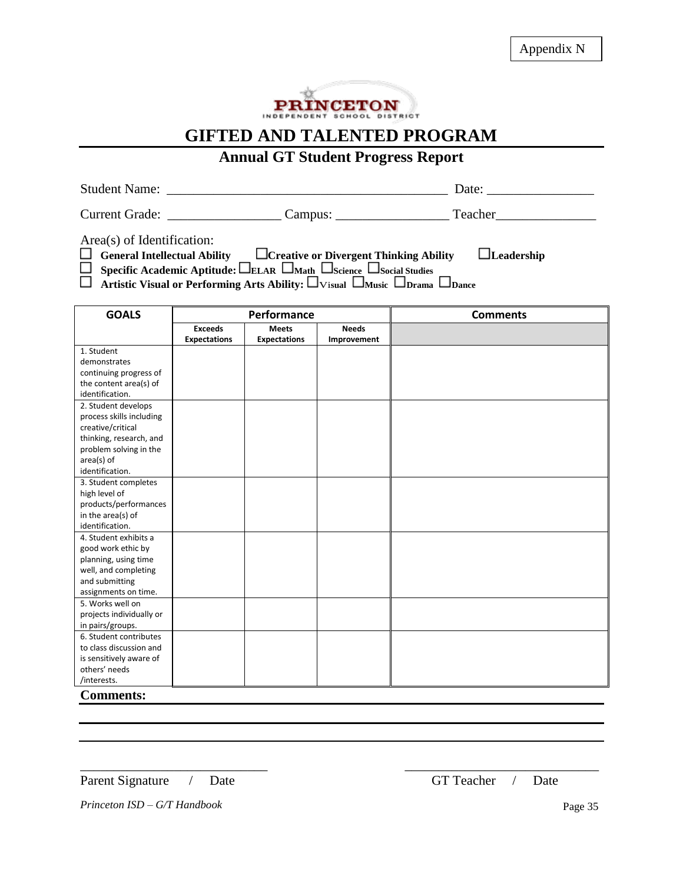Appendix N

**PRINCETON**
INDEPENDENT SCHOOL DISTRICT

# GIFTED AND TALENTED PROGRAM

## Annual GT Student Progress Report

Student Name: ________________________________________ Date: ______________

Current Grade: ________________ Campus: ________________ Teacher______________

Area(s) of Identification:

☐ **General Intellectual Ability** ☐**Creative or Divergent Thinking Ability** ☐**Leadership**

☐ **Specific Academic Aptitude:** ☐**ELAR** ☐**Math** ☐**Science** ☐**Social Studies**

☐ **Artistic Visual or Performing Arts Ability:** ☐Visual ☐**Music** ☐**Drama** ☐**Dance**

| GOALS | Performance | | | Comments |
|---|---|---|---|---|
| | Exceeds Expectations | Meets Expectations | Needs Improvement | |
| 1. Student demonstrates continuing progress of the content area(s) of identification. | | | | |
| 2. Student develops process skills including creative/critical thinking, research, and problem solving in the area(s) of identification. | | | | |
| 3. Student completes high level of products/performances in the area(s) of identification. | | | | |
| 4. Student exhibits a good work ethic by planning, using time well, and completing and submitting assignments on time. | | | | |
| 5. Works well on projects individually or in pairs/groups. | | | | |
| 6. Student contributes to class discussion and is sensitively aware of others' needs /interests. | | | | |

**Comments:**

______________________________________________________________________

______________________________________________________________________

______________________________ ______________________________

Parent Signature / Date GT Teacher / Date

*Princeton ISD – G/T Handbook*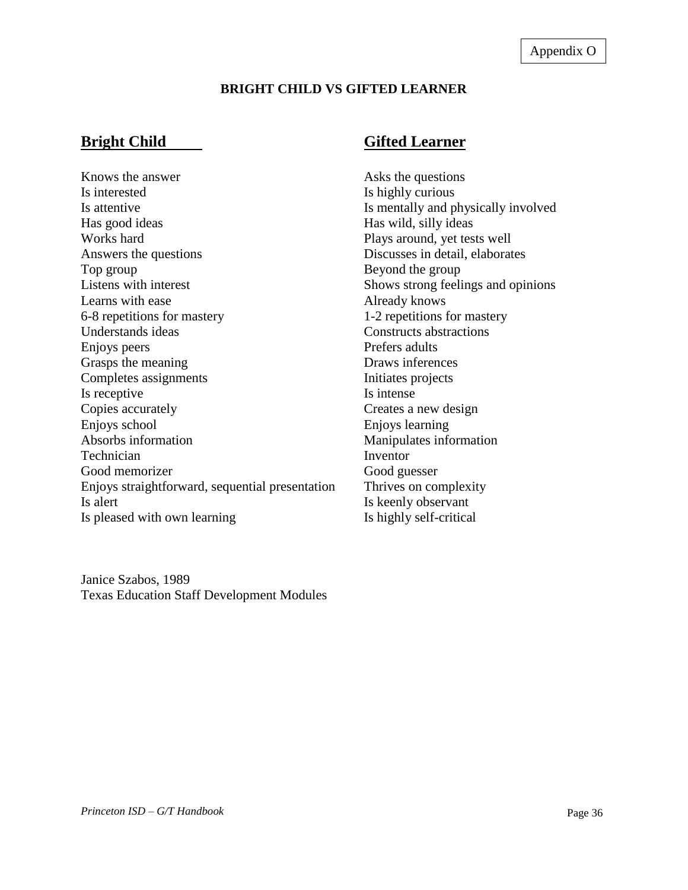Appendix O

# BRIGHT CHILD VS GIFTED LEARNER

| Bright Child | Gifted Learner |
| --- | --- |
| Knows the answer | Asks the questions |
| Is interested | Is highly curious |
| Is attentive | Is mentally and physically involved |
| Has good ideas | Has wild, silly ideas |
| Works hard | Plays around, yet tests well |
| Answers the questions | Discusses in detail, elaborates |
| Top group | Beyond the group |
| Listens with interest | Shows strong feelings and opinions |
| Learns with ease | Already knows |
| 6-8 repetitions for mastery | 1-2 repetitions for mastery |
| Understands ideas | Constructs abstractions |
| Enjoys peers | Prefers adults |
| Grasps the meaning | Draws inferences |
| Completes assignments | Initiates projects |
| Is receptive | Is intense |
| Copies accurately | Creates a new design |
| Enjoys school | Enjoys learning |
| Absorbs information | Manipulates information |
| Technician | Inventor |
| Good memorizer | Good guesser |
| Enjoys straightforward, sequential presentation | Thrives on complexity |
| Is alert | Is keenly observant |
| Is pleased with own learning | Is highly self-critical |

Janice Szabos, 1989
Texas Education Staff Development Modules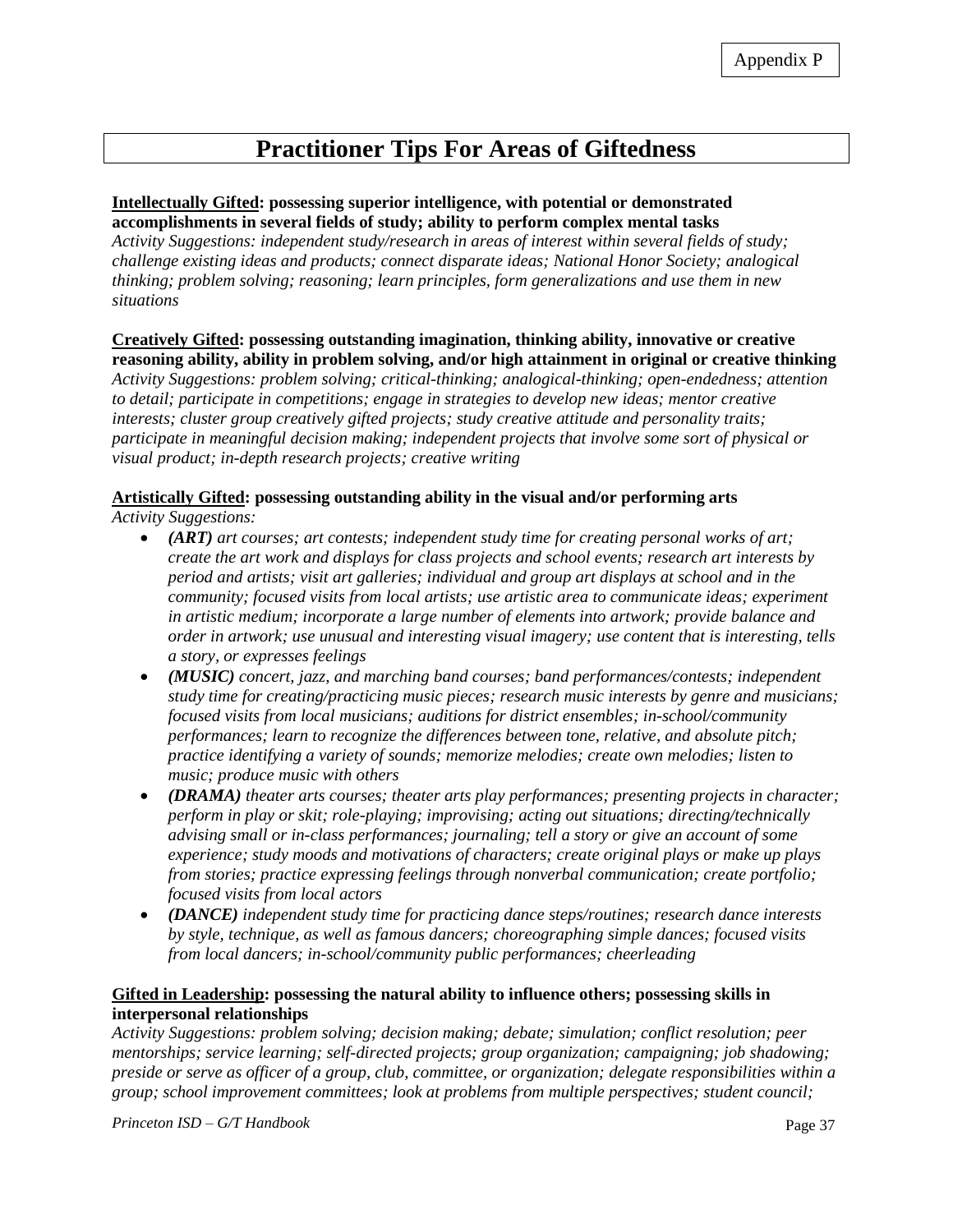Appendix P

# Practitioner Tips For Areas of Giftedness

**<u>Intellectually Gifted</u>: possessing superior intelligence, with potential or demonstrated accomplishments in several fields of study; ability to perform complex mental tasks**
*Activity Suggestions: independent study/research in areas of interest within several fields of study; challenge existing ideas and products; connect disparate ideas; National Honor Society; analogical thinking; problem solving; reasoning; learn principles, form generalizations and use them in new situations*

**<u>Creatively Gifted</u>: possessing outstanding imagination, thinking ability, innovative or creative reasoning ability, ability in problem solving, and/or high attainment in original or creative thinking**
*Activity Suggestions: problem solving; critical-thinking; analogical-thinking; open-endedness; attention to detail; participate in competitions; engage in strategies to develop new ideas; mentor creative interests; cluster group creatively gifted projects; study creative attitude and personality traits; participate in meaningful decision making; independent projects that involve some sort of physical or visual product; in-depth research projects; creative writing*

**<u>Artistically Gifted</u>: possessing outstanding ability in the visual and/or performing arts**
*Activity Suggestions:*

- ***(ART)*** *art courses; art contests; independent study time for creating personal works of art; create the art work and displays for class projects and school events; research art interests by period and artists; visit art galleries; individual and group art displays at school and in the community; focused visits from local artists; use artistic area to communicate ideas; experiment in artistic medium; incorporate a large number of elements into artwork; provide balance and order in artwork; use unusual and interesting visual imagery; use content that is interesting, tells a story, or expresses feelings*
- ***(MUSIC)*** *concert, jazz, and marching band courses; band performances/contests; independent study time for creating/practicing music pieces; research music interests by genre and musicians; focused visits from local musicians; auditions for district ensembles; in-school/community performances; learn to recognize the differences between tone, relative, and absolute pitch; practice identifying a variety of sounds; memorize melodies; create own melodies; listen to music; produce music with others*
- ***(DRAMA)*** *theater arts courses; theater arts play performances; presenting projects in character; perform in play or skit; role-playing; improvising; acting out situations; directing/technically advising small or in-class performances; journaling; tell a story or give an account of some experience; study moods and motivations of characters; create original plays or make up plays from stories; practice expressing feelings through nonverbal communication; create portfolio; focused visits from local actors*
- ***(DANCE)*** *independent study time for practicing dance steps/routines; research dance interests by style, technique, as well as famous dancers; choreographing simple dances; focused visits from local dancers; in-school/community public performances; cheerleading*

**<u>Gifted in Leadership</u>: possessing the natural ability to influence others; possessing skills in interpersonal relationships**
*Activity Suggestions: problem solving; decision making; debate; simulation; conflict resolution; peer mentorships; service learning; self-directed projects; group organization; campaigning; job shadowing; preside or serve as officer of a group, club, committee, or organization; delegate responsibilities within a group; school improvement committees; look at problems from multiple perspectives; student council;*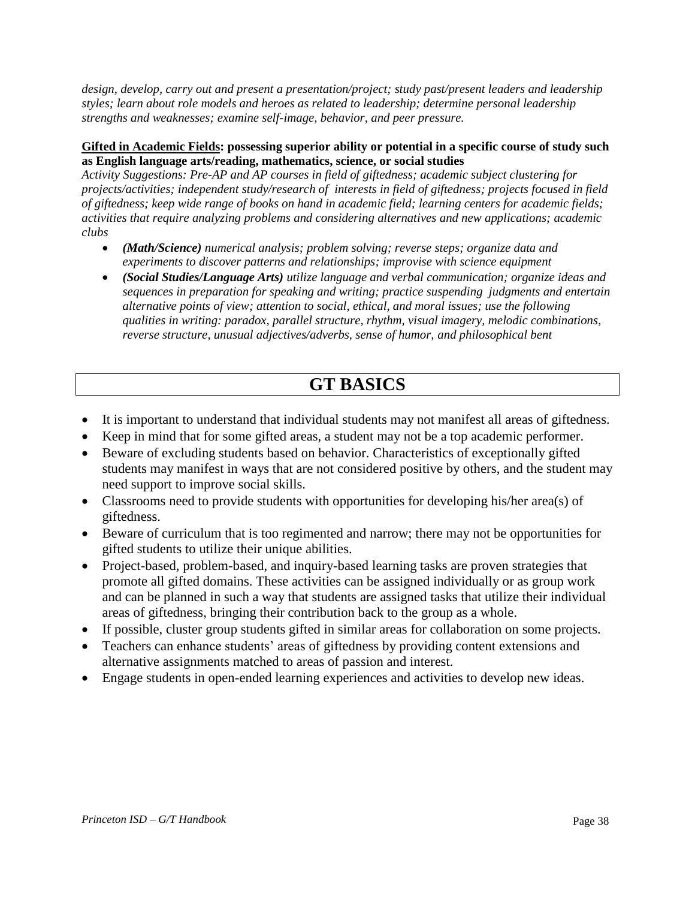*design, develop, carry out and present a presentation/project; study past/present leaders and leadership styles; learn about role models and heroes as related to leadership; determine personal leadership strengths and weaknesses; examine self-image, behavior, and peer pressure.*

**<u>Gifted in Academic Fields</u>: possessing superior ability or potential in a specific course of study such as English language arts/reading, mathematics, science, or social studies**

*Activity Suggestions: Pre-AP and AP courses in field of giftedness; academic subject clustering for projects/activities; independent study/research of interests in field of giftedness; projects focused in field of giftedness; keep wide range of books on hand in academic field; learning centers for academic fields; activities that require analyzing problems and considering alternatives and new applications; academic clubs*

- ***(Math/Science)*** *numerical analysis; problem solving; reverse steps; organize data and experiments to discover patterns and relationships; improvise with science equipment*
- ***(Social Studies/Language Arts)*** *utilize language and verbal communication; organize ideas and sequences in preparation for speaking and writing; practice suspending judgments and entertain alternative points of view; attention to social, ethical, and moral issues; use the following qualities in writing: paradox, parallel structure, rhythm, visual imagery, melodic combinations, reverse structure, unusual adjectives/adverbs, sense of humor, and philosophical bent*

## GT BASICS

- It is important to understand that individual students may not manifest all areas of giftedness.
- Keep in mind that for some gifted areas, a student may not be a top academic performer.
- Beware of excluding students based on behavior. Characteristics of exceptionally gifted students may manifest in ways that are not considered positive by others, and the student may need support to improve social skills.
- Classrooms need to provide students with opportunities for developing his/her area(s) of giftedness.
- Beware of curriculum that is too regimented and narrow; there may not be opportunities for gifted students to utilize their unique abilities.
- Project-based, problem-based, and inquiry-based learning tasks are proven strategies that promote all gifted domains. These activities can be assigned individually or as group work and can be planned in such a way that students are assigned tasks that utilize their individual areas of giftedness, bringing their contribution back to the group as a whole.
- If possible, cluster group students gifted in similar areas for collaboration on some projects.
- Teachers can enhance students' areas of giftedness by providing content extensions and alternative assignments matched to areas of passion and interest.
- Engage students in open-ended learning experiences and activities to develop new ideas.